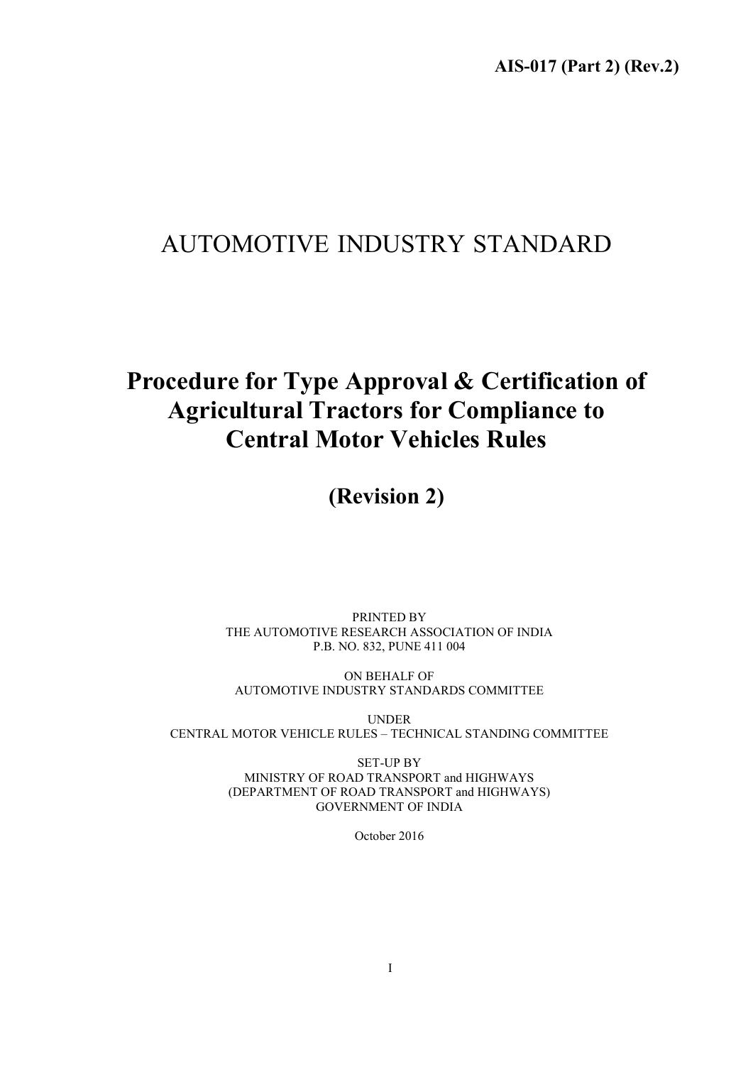**AIS-017 (Part 2) (Rev.2)**

# AUTOMOTIVE INDUSTRY STANDARD

# Procedure for Type Approval & Certification of Agricultural Tractors for Compliance to Central Motor Vehicles Rules

## (Revision 2)

PRINTED BY
THE AUTOMOTIVE RESEARCH ASSOCIATION OF INDIA
P.B. NO. 832, PUNE 411 004

ON BEHALF OF
AUTOMOTIVE INDUSTRY STANDARDS COMMITTEE

UNDER
CENTRAL MOTOR VEHICLE RULES – TECHNICAL STANDING COMMITTEE

SET-UP BY
MINISTRY OF ROAD TRANSPORT and HIGHWAYS
(DEPARTMENT OF ROAD TRANSPORT and HIGHWAYS)
GOVERNMENT OF INDIA

October 2016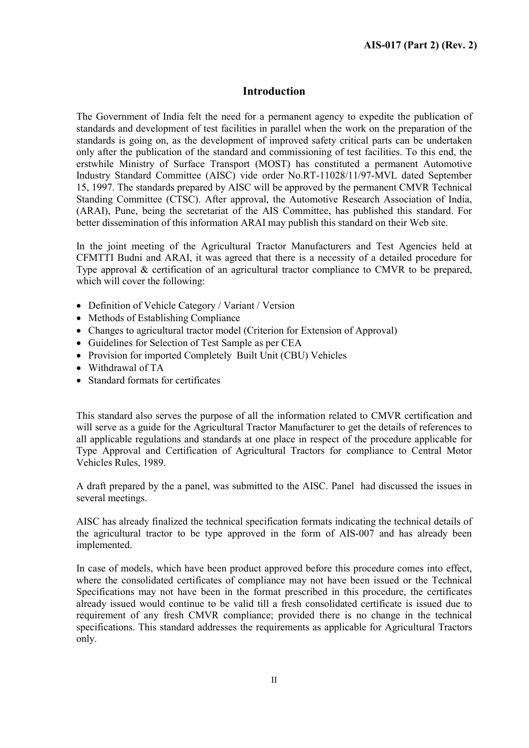## Introduction

The Government of India felt the need for a permanent agency to expedite the publication of standards and development of test facilities in parallel when the work on the preparation of the standards is going on, as the development of improved safety critical parts can be undertaken only after the publication of the standard and commissioning of test facilities. To this end, the erstwhile Ministry of Surface Transport (MOST) has constituted a permanent Automotive Industry Standard Committee (AISC) vide order No.RT-11028/11/97-MVL dated September 15, 1997. The standards prepared by AISC will be approved by the permanent CMVR Technical Standing Committee (CTSC). After approval, the Automotive Research Association of India, (ARAI), Pune, being the secretariat of the AIS Committee, has published this standard. For better dissemination of this information ARAI may publish this standard on their Web site.

In the joint meeting of the Agricultural Tractor Manufacturers and Test Agencies held at CFMTTI Budni and ARAI, it was agreed that there is a necessity of a detailed procedure for Type approval & certification of an agricultural tractor compliance to CMVR to be prepared, which will cover the following:

- Definition of Vehicle Category / Variant / Version
- Methods of Establishing Compliance
- Changes to agricultural tractor model (Criterion for Extension of Approval)
- Guidelines for Selection of Test Sample as per CEA
- Provision for imported Completely Built Unit (CBU) Vehicles
- Withdrawal of TA
- Standard formats for certificates

This standard also serves the purpose of all the information related to CMVR certification and will serve as a guide for the Agricultural Tractor Manufacturer to get the details of references to all applicable regulations and standards at one place in respect of the procedure applicable for Type Approval and Certification of Agricultural Tractors for compliance to Central Motor Vehicles Rules, 1989.

A draft prepared by the a panel, was submitted to the AISC. Panel had discussed the issues in several meetings.

AISC has already finalized the technical specification formats indicating the technical details of the agricultural tractor to be type approved in the form of AIS-007 and has already been implemented.

In case of models, which have been product approved before this procedure comes into effect, where the consolidated certificates of compliance may not have been issued or the Technical Specifications may not have been in the format prescribed in this procedure, the certificates already issued would continue to be valid till a fresh consolidated certificate is issued due to requirement of any fresh CMVR compliance; provided there is no change in the technical specifications. This standard addresses the requirements as applicable for Agricultural Tractors only.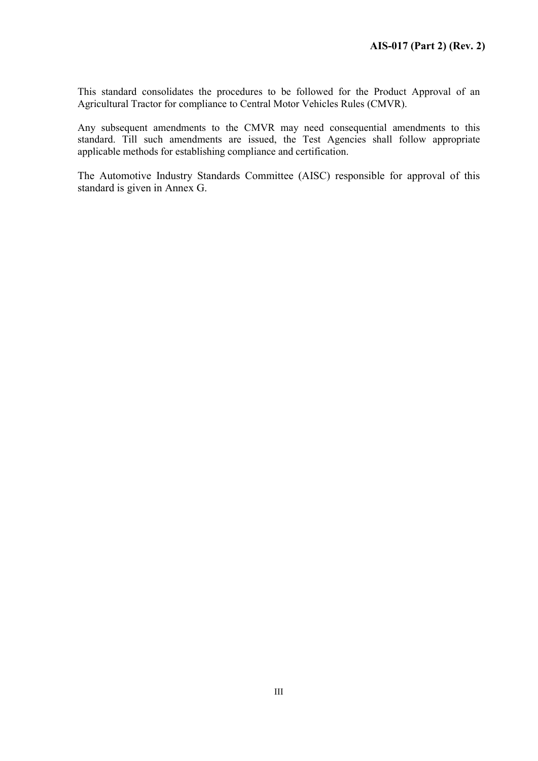This standard consolidates the procedures to be followed for the Product Approval of an Agricultural Tractor for compliance to Central Motor Vehicles Rules (CMVR).

Any subsequent amendments to the CMVR may need consequential amendments to this standard. Till such amendments are issued, the Test Agencies shall follow appropriate applicable methods for establishing compliance and certification.

The Automotive Industry Standards Committee (AISC) responsible for approval of this standard is given in Annex G.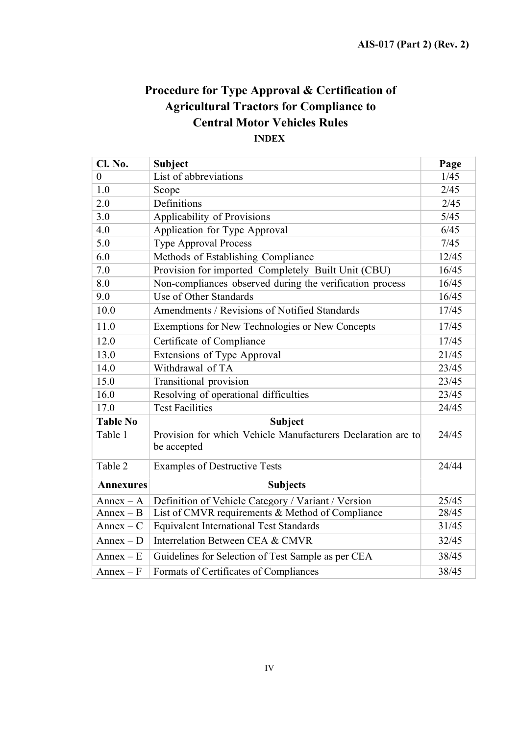# Procedure for Type Approval & Certification of Agricultural Tractors for Compliance to Central Motor Vehicles Rules

**INDEX**

| Cl. No. | Subject | Page |
|---|---|---|
| 0 | List of abbreviations | 1/45 |
| 1.0 | Scope | 2/45 |
| 2.0 | Definitions | 2/45 |
| 3.0 | Applicability of Provisions | 5/45 |
| 4.0 | Application for Type Approval | 6/45 |
| 5.0 | Type Approval Process | 7/45 |
| 6.0 | Methods of Establishing Compliance | 12/45 |
| 7.0 | Provision for imported Completely Built Unit (CBU) | 16/45 |
| 8.0 | Non-compliances observed during the verification process | 16/45 |
| 9.0 | Use of Other Standards | 16/45 |
| 10.0 | Amendments / Revisions of Notified Standards | 17/45 |
| 11.0 | Exemptions for New Technologies or New Concepts | 17/45 |
| 12.0 | Certificate of Compliance | 17/45 |
| 13.0 | Extensions of Type Approval | 21/45 |
| 14.0 | Withdrawal of TA | 23/45 |
| 15.0 | Transitional provision | 23/45 |
| 16.0 | Resolving of operational difficulties | 23/45 |
| 17.0 | Test Facilities | 24/45 |
| **Table No** | **Subject** | |
| Table 1 | Provision for which Vehicle Manufacturers Declaration are to be accepted | 24/45 |
| Table 2 | Examples of Destructive Tests | 24/44 |
| **Annexures** | **Subjects** | |
| Annex – A | Definition of Vehicle Category / Variant / Version | 25/45 |
| Annex – B | List of CMVR requirements & Method of Compliance | 28/45 |
| Annex – C | Equivalent International Test Standards | 31/45 |
| Annex – D | Interrelation Between CEA & CMVR | 32/45 |
| Annex – E | Guidelines for Selection of Test Sample as per CEA | 38/45 |
| Annex – F | Formats of Certificates of Compliances | 38/45 |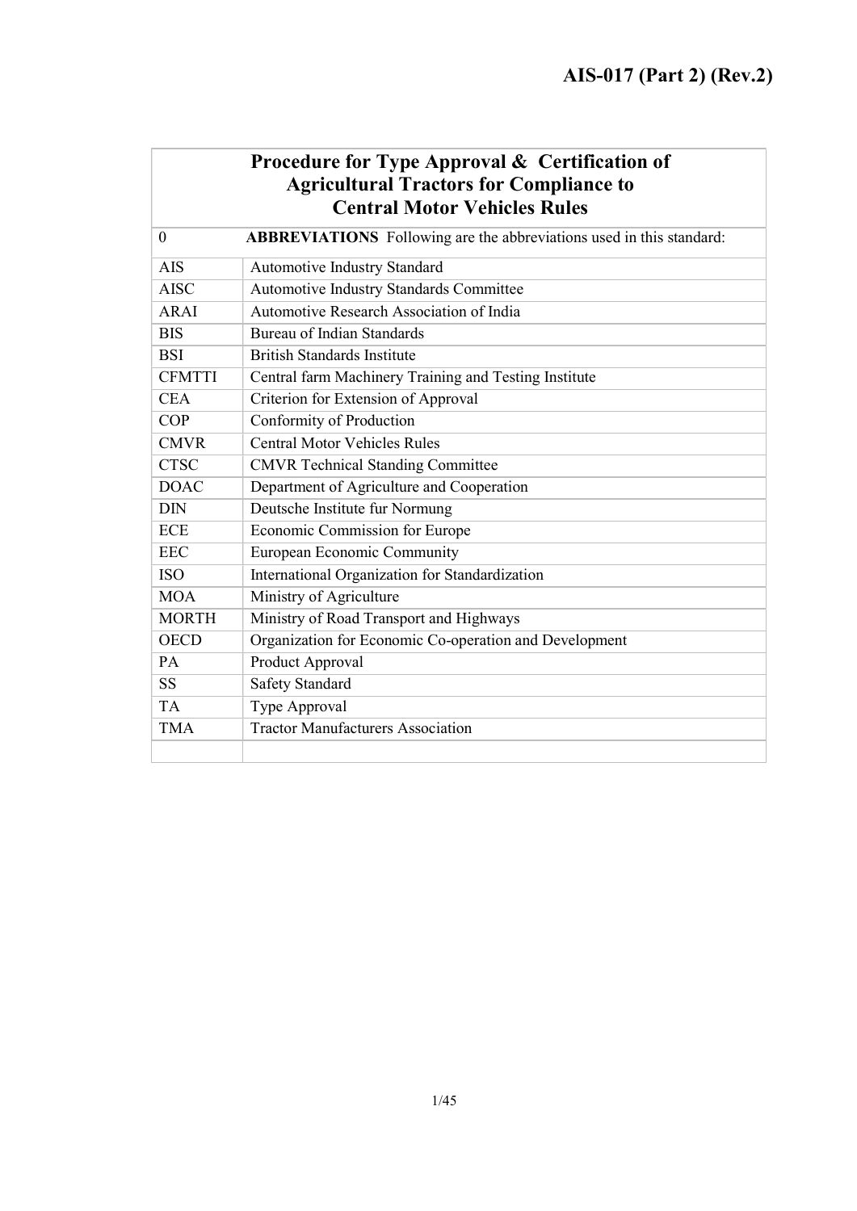# Procedure for Type Approval & Certification of Agricultural Tractors for Compliance to Central Motor Vehicles Rules

0 **ABBREVIATIONS** Following are the abbreviations used in this standard:

| | |
|---|---|
| AIS | Automotive Industry Standard |
| AISC | Automotive Industry Standards Committee |
| ARAI | Automotive Research Association of India |
| BIS | Bureau of Indian Standards |
| BSI | British Standards Institute |
| CFMTTI | Central farm Machinery Training and Testing Institute |
| CEA | Criterion for Extension of Approval |
| COP | Conformity of Production |
| CMVR | Central Motor Vehicles Rules |
| CTSC | CMVR Technical Standing Committee |
| DOAC | Department of Agriculture and Cooperation |
| DIN | Deutsche Institute fur Normung |
| ECE | Economic Commission for Europe |
| EEC | European Economic Community |
| ISO | International Organization for Standardization |
| MOA | Ministry of Agriculture |
| MORTH | Ministry of Road Transport and Highways |
| OECD | Organization for Economic Co-operation and Development |
| PA | Product Approval |
| SS | Safety Standard |
| TA | Type Approval |
| TMA | Tractor Manufacturers Association |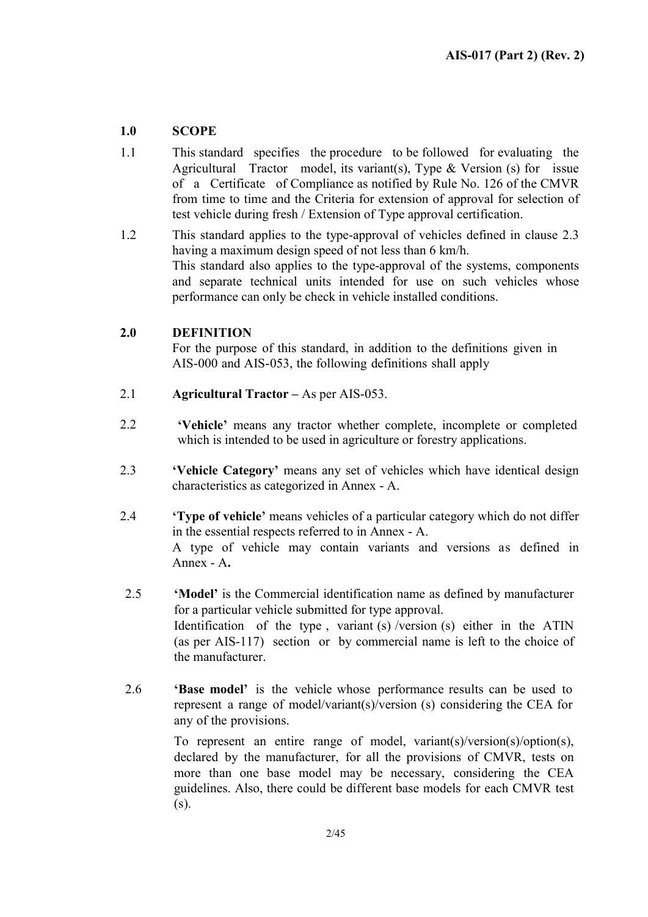## 1.0 SCOPE

1.1 This standard specifies the procedure to be followed for evaluating the Agricultural Tractor model, its variant(s), Type & Version (s) for issue of a Certificate of Compliance as notified by Rule No. 126 of the CMVR from time to time and the Criteria for extension of approval for selection of test vehicle during fresh / Extension of Type approval certification.

1.2 This standard applies to the type-approval of vehicles defined in clause 2.3 having a maximum design speed of not less than 6 km/h.

This standard also applies to the type-approval of the systems, components and separate technical units intended for use on such vehicles whose performance can only be check in vehicle installed conditions.

## 2.0 DEFINITION

For the purpose of this standard, in addition to the definitions given in AIS-000 and AIS-053, the following definitions shall apply

2.1 **Agricultural Tractor –** As per AIS-053.

2.2 **'Vehicle'** means any tractor whether complete, incomplete or completed which is intended to be used in agriculture or forestry applications.

2.3 **'Vehicle Category'** means any set of vehicles which have identical design characteristics as categorized in Annex - A.

2.4 **'Type of vehicle'** means vehicles of a particular category which do not differ in the essential respects referred to in Annex - A.

A type of vehicle may contain variants and versions as defined in Annex - A**.**

2.5 **'Model'** is the Commercial identification name as defined by manufacturer for a particular vehicle submitted for type approval.

Identification of the type , variant (s) /version (s) either in the ATIN (as per AIS-117) section or by commercial name is left to the choice of the manufacturer.

2.6 **'Base model'** is the vehicle whose performance results can be used to represent a range of model/variant(s)/version (s) considering the CEA for any of the provisions.

To represent an entire range of model, variant(s)/version(s)/option(s), declared by the manufacturer, for all the provisions of CMVR, tests on more than one base model may be necessary, considering the CEA guidelines. Also, there could be different base models for each CMVR test (s).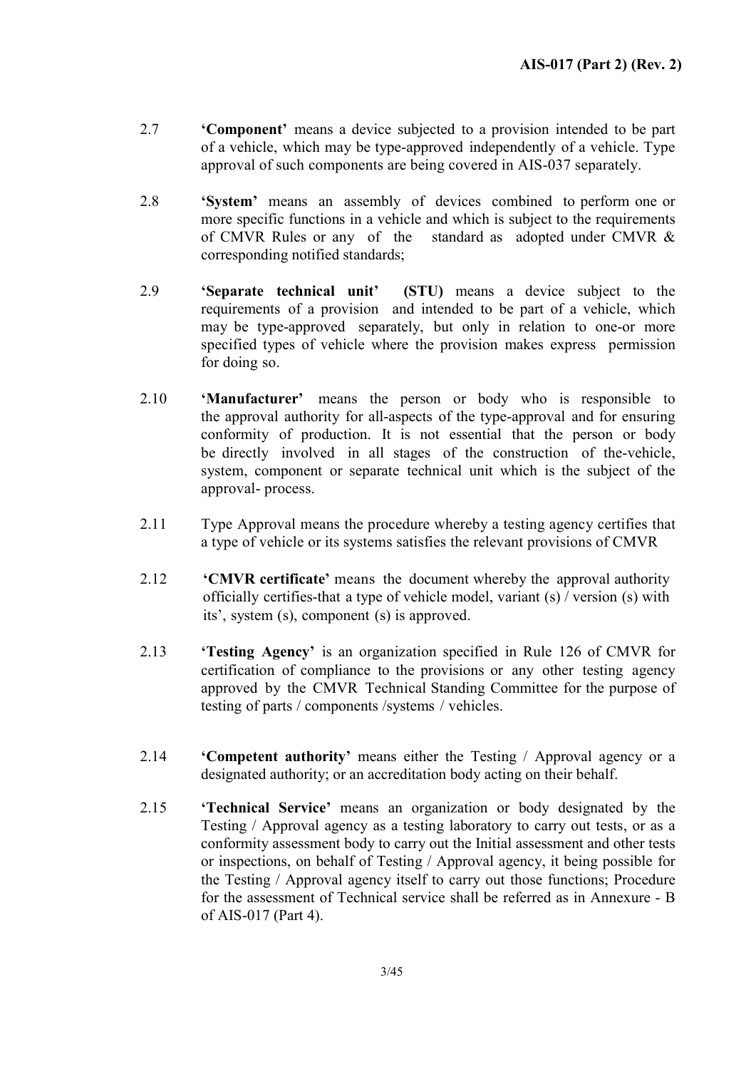2.7 **'Component'** means a device subjected to a provision intended to be part of a vehicle, which may be type-approved independently of a vehicle. Type approval of such components are being covered in AIS-037 separately.

2.8 **'System'** means an assembly of devices combined to perform one or more specific functions in a vehicle and which is subject to the requirements of CMVR Rules or any of the standard as adopted under CMVR & corresponding notified standards;

2.9 **'Separate technical unit' (STU)** means a device subject to the requirements of a provision and intended to be part of a vehicle, which may be type-approved separately, but only in relation to one-or more specified types of vehicle where the provision makes express permission for doing so.

2.10 **'Manufacturer'** means the person or body who is responsible to the approval authority for all-aspects of the type-approval and for ensuring conformity of production. It is not essential that the person or body be directly involved in all stages of the construction of the-vehicle, system, component or separate technical unit which is the subject of the approval- process.

2.11 Type Approval means the procedure whereby a testing agency certifies that a type of vehicle or its systems satisfies the relevant provisions of CMVR

2.12 **'CMVR certificate'** means the document whereby the approval authority officially certifies-that a type of vehicle model, variant (s) / version (s) with its', system (s), component (s) is approved.

2.13 **'Testing Agency'** is an organization specified in Rule 126 of CMVR for certification of compliance to the provisions or any other testing agency approved by the CMVR Technical Standing Committee for the purpose of testing of parts / components /systems / vehicles.

2.14 **'Competent authority'** means either the Testing / Approval agency or a designated authority; or an accreditation body acting on their behalf.

2.15 **'Technical Service'** means an organization or body designated by the Testing / Approval agency as a testing laboratory to carry out tests, or as a conformity assessment body to carry out the Initial assessment and other tests or inspections, on behalf of Testing / Approval agency, it being possible for the Testing / Approval agency itself to carry out those functions; Procedure for the assessment of Technical service shall be referred as in Annexure - B of AIS-017 (Part 4).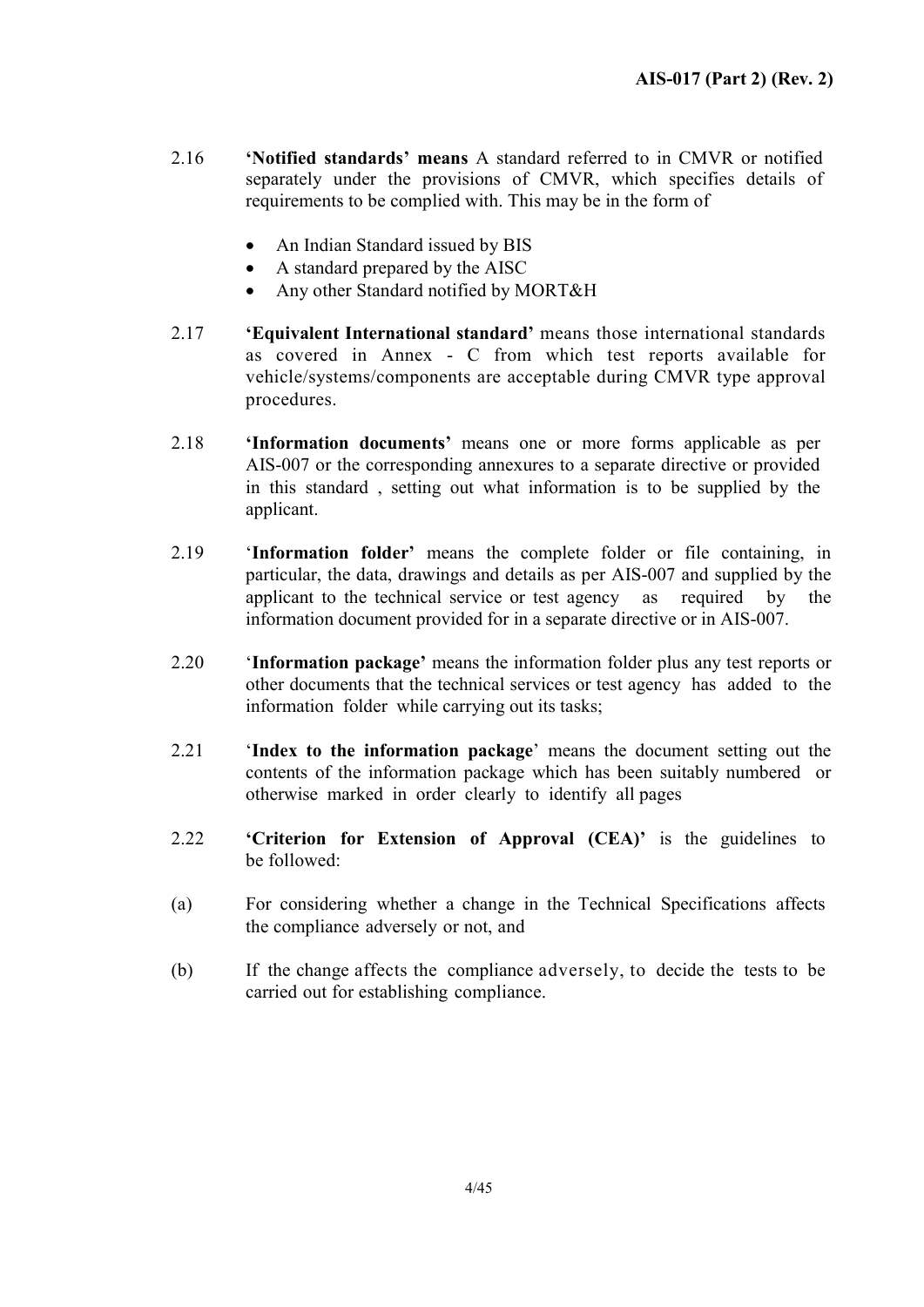2.16 **'Notified standards' means** A standard referred to in CMVR or notified separately under the provisions of CMVR, which specifies details of requirements to be complied with. This may be in the form of

- An Indian Standard issued by BIS
- A standard prepared by the AISC
- Any other Standard notified by MORT&H

2.17 **'Equivalent International standard'** means those international standards as covered in Annex - C from which test reports available for vehicle/systems/components are acceptable during CMVR type approval procedures.

2.18 **'Information documents'** means one or more forms applicable as per AIS-007 or the corresponding annexures to a separate directive or provided in this standard , setting out what information is to be supplied by the applicant.

2.19 '**Information folder'** means the complete folder or file containing, in particular, the data, drawings and details as per AIS-007 and supplied by the applicant to the technical service or test agency as required by the information document provided for in a separate directive or in AIS-007.

2.20 '**Information package'** means the information folder plus any test reports or other documents that the technical services or test agency has added to the information folder while carrying out its tasks;

2.21 '**Index to the information package**' means the document setting out the contents of the information package which has been suitably numbered or otherwise marked in order clearly to identify all pages

2.22 **'Criterion for Extension of Approval (CEA)'** is the guidelines to be followed:

(a) For considering whether a change in the Technical Specifications affects the compliance adversely or not, and

(b) If the change affects the compliance adversely, to decide the tests to be carried out for establishing compliance.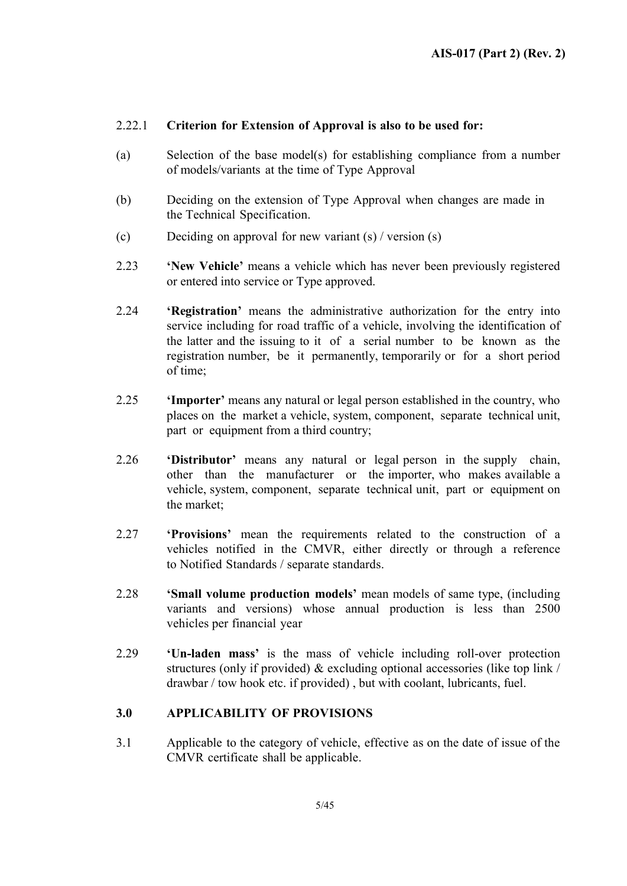2.22.1 **Criterion for Extension of Approval is also to be used for:**

(a) Selection of the base model(s) for establishing compliance from a number of models/variants at the time of Type Approval

(b) Deciding on the extension of Type Approval when changes are made in the Technical Specification.

(c) Deciding on approval for new variant (s) / version (s)

2.23 **'New Vehicle'** means a vehicle which has never been previously registered or entered into service or Type approved.

2.24 **'Registration'** means the administrative authorization for the entry into service including for road traffic of a vehicle, involving the identification of the latter and the issuing to it of a serial number to be known as the registration number, be it permanently, temporarily or for a short period of time;

2.25 **'Importer'** means any natural or legal person established in the country, who places on the market a vehicle, system, component, separate technical unit, part or equipment from a third country;

2.26 **'Distributor'** means any natural or legal person in the supply chain, other than the manufacturer or the importer, who makes available a vehicle, system, component, separate technical unit, part or equipment on the market;

2.27 **'Provisions'** mean the requirements related to the construction of a vehicles notified in the CMVR, either directly or through a reference to Notified Standards / separate standards.

2.28 **'Small volume production models'** mean models of same type, (including variants and versions) whose annual production is less than 2500 vehicles per financial year

2.29 **'Un-laden mass'** is the mass of vehicle including roll-over protection structures (only if provided) & excluding optional accessories (like top link / drawbar / tow hook etc. if provided) , but with coolant, lubricants, fuel.

## 3.0 APPLICABILITY OF PROVISIONS

3.1 Applicable to the category of vehicle, effective as on the date of issue of the CMVR certificate shall be applicable.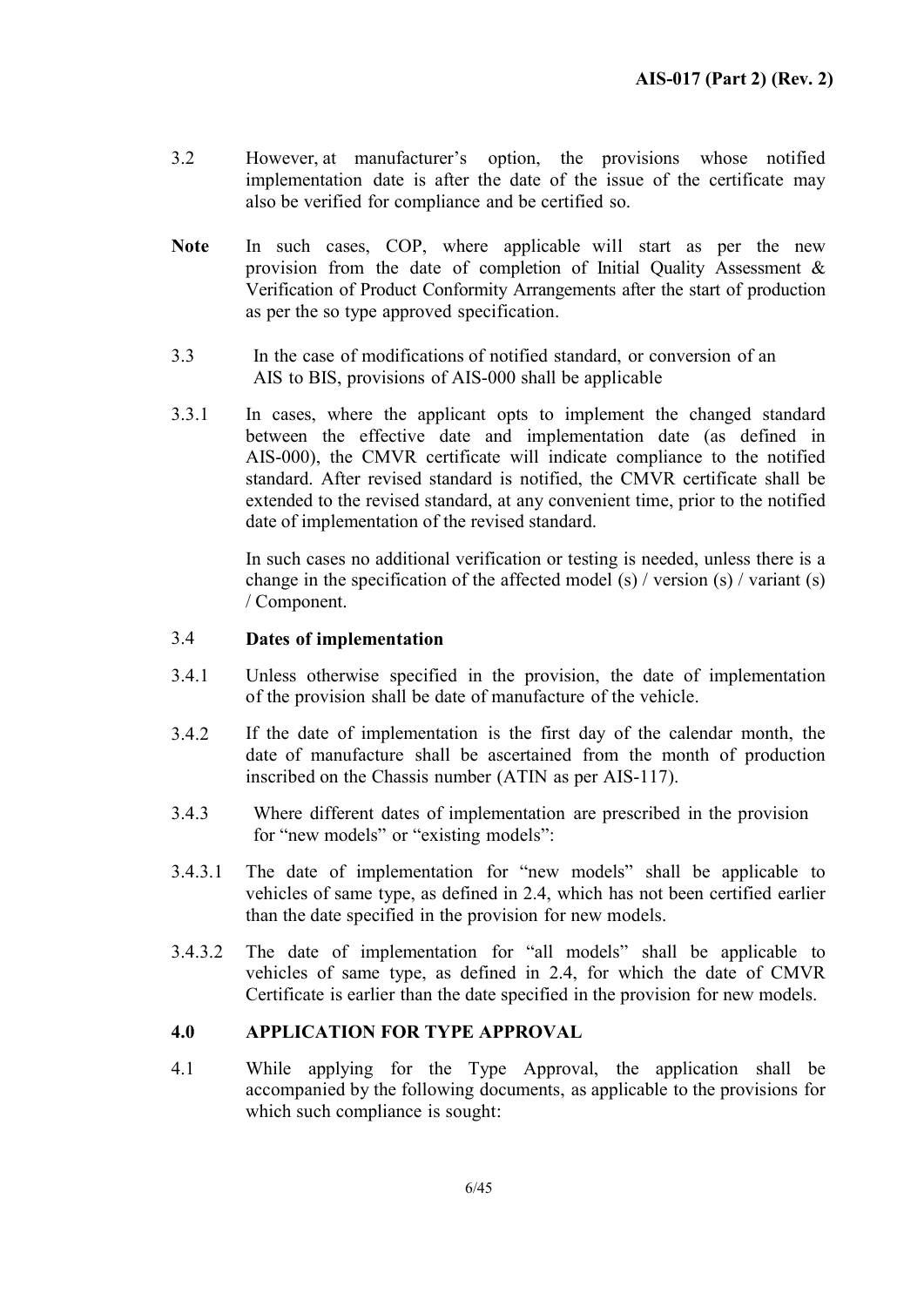3.2 However, at manufacturer's option, the provisions whose notified implementation date is after the date of the issue of the certificate may also be verified for compliance and be certified so.

**Note** In such cases, COP, where applicable will start as per the new provision from the date of completion of Initial Quality Assessment & Verification of Product Conformity Arrangements after the start of production as per the so type approved specification.

3.3 In the case of modifications of notified standard, or conversion of an AIS to BIS, provisions of AIS-000 shall be applicable

3.3.1 In cases, where the applicant opts to implement the changed standard between the effective date and implementation date (as defined in AIS-000), the CMVR certificate will indicate compliance to the notified standard. After revised standard is notified, the CMVR certificate shall be extended to the revised standard, at any convenient time, prior to the notified date of implementation of the revised standard.

In such cases no additional verification or testing is needed, unless there is a change in the specification of the affected model (s) / version (s) / variant (s) / Component.

3.4 **Dates of implementation**

3.4.1 Unless otherwise specified in the provision, the date of implementation of the provision shall be date of manufacture of the vehicle.

3.4.2 If the date of implementation is the first day of the calendar month, the date of manufacture shall be ascertained from the month of production inscribed on the Chassis number (ATIN as per AIS-117).

3.4.3 Where different dates of implementation are prescribed in the provision for "new models" or "existing models":

3.4.3.1 The date of implementation for "new models" shall be applicable to vehicles of same type, as defined in 2.4, which has not been certified earlier than the date specified in the provision for new models.

3.4.3.2 The date of implementation for "all models" shall be applicable to vehicles of same type, as defined in 2.4, for which the date of CMVR Certificate is earlier than the date specified in the provision for new models.

## 4.0 APPLICATION FOR TYPE APPROVAL

4.1 While applying for the Type Approval, the application shall be accompanied by the following documents, as applicable to the provisions for which such compliance is sought: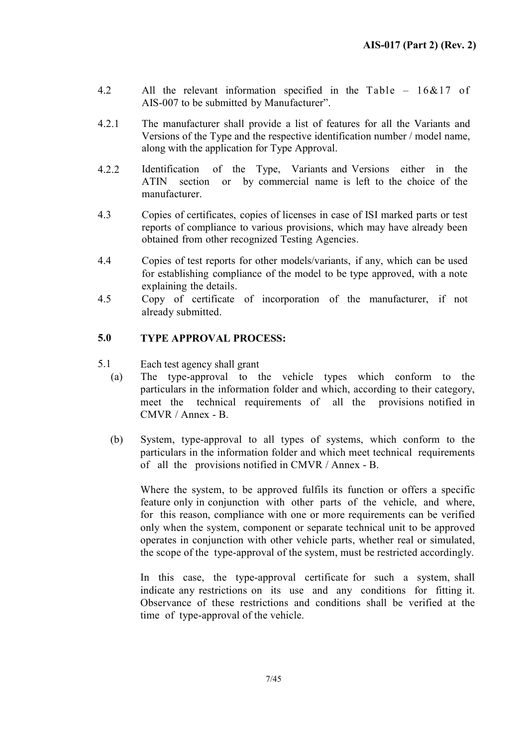4.2 All the relevant information specified in the Table – 16&17 of AIS-007 to be submitted by Manufacturer".

4.2.1 The manufacturer shall provide a list of features for all the Variants and Versions of the Type and the respective identification number / model name, along with the application for Type Approval.

4.2.2 Identification of the Type, Variants and Versions either in the ATIN section or by commercial name is left to the choice of the manufacturer.

4.3 Copies of certificates, copies of licenses in case of ISI marked parts or test reports of compliance to various provisions, which may have already been obtained from other recognized Testing Agencies.

4.4 Copies of test reports for other models/variants, if any, which can be used for establishing compliance of the model to be type approved, with a note explaining the details.

4.5 Copy of certificate of incorporation of the manufacturer, if not already submitted.

## 5.0 TYPE APPROVAL PROCESS:

5.1 Each test agency shall grant

(a) The type-approval to the vehicle types which conform to the particulars in the information folder and which, according to their category, meet the technical requirements of all the provisions notified in CMVR / Annex - B.

(b) System, type-approval to all types of systems, which conform to the particulars in the information folder and which meet technical requirements of all the provisions notified in CMVR / Annex - B.

Where the system, to be approved fulfils its function or offers a specific feature only in conjunction with other parts of the vehicle, and where, for this reason, compliance with one or more requirements can be verified only when the system, component or separate technical unit to be approved operates in conjunction with other vehicle parts, whether real or simulated, the scope of the type-approval of the system, must be restricted accordingly.

In this case, the type-approval certificate for such a system, shall indicate any restrictions on its use and any conditions for fitting it. Observance of these restrictions and conditions shall be verified at the time of type-approval of the vehicle.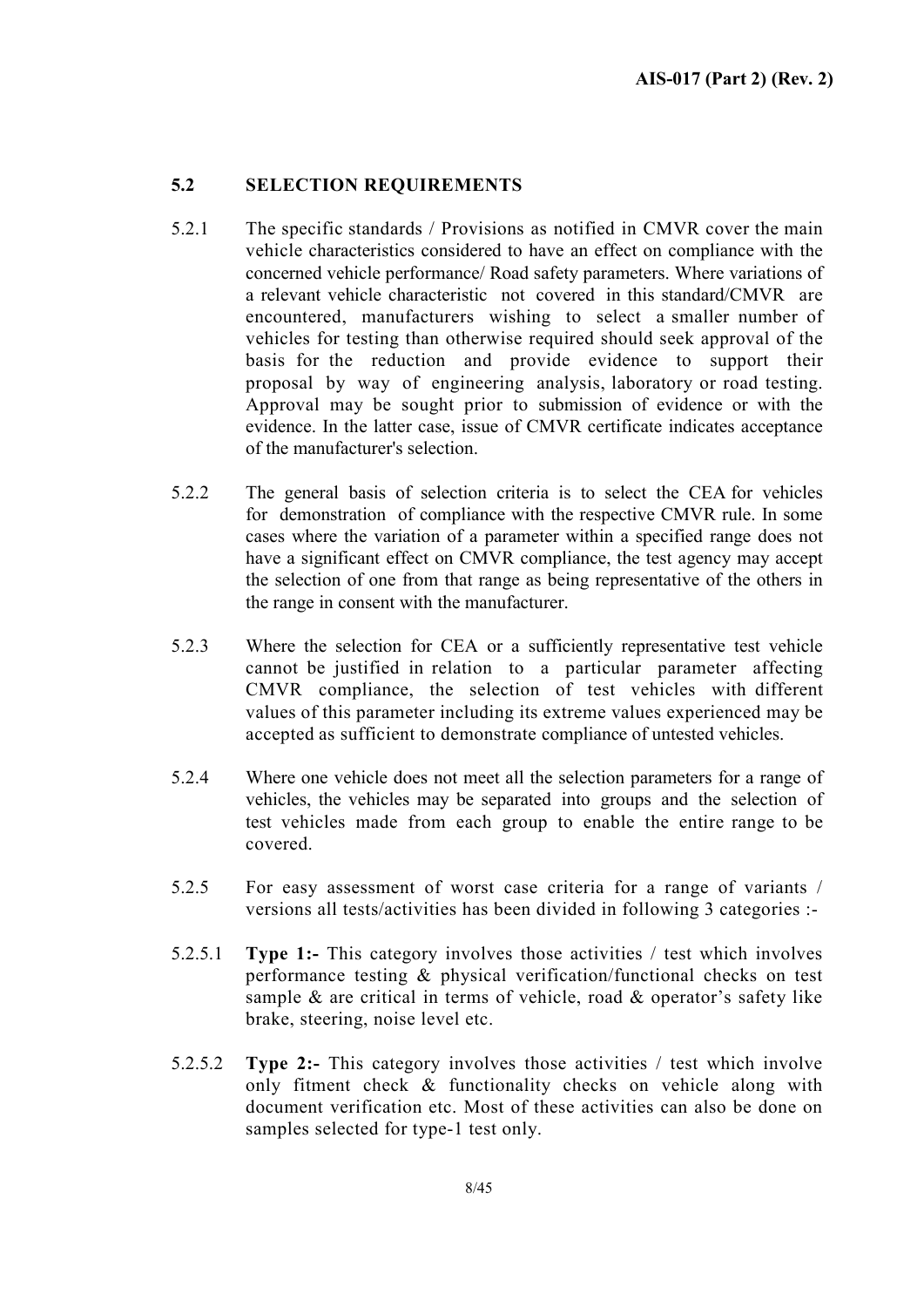## 5.2 SELECTION REQUIREMENTS

5.2.1 The specific standards / Provisions as notified in CMVR cover the main vehicle characteristics considered to have an effect on compliance with the concerned vehicle performance/ Road safety parameters. Where variations of a relevant vehicle characteristic not covered in this standard/CMVR are encountered, manufacturers wishing to select a smaller number of vehicles for testing than otherwise required should seek approval of the basis for the reduction and provide evidence to support their proposal by way of engineering analysis, laboratory or road testing. Approval may be sought prior to submission of evidence or with the evidence. In the latter case, issue of CMVR certificate indicates acceptance of the manufacturer's selection.

5.2.2 The general basis of selection criteria is to select the CEA for vehicles for demonstration of compliance with the respective CMVR rule. In some cases where the variation of a parameter within a specified range does not have a significant effect on CMVR compliance, the test agency may accept the selection of one from that range as being representative of the others in the range in consent with the manufacturer.

5.2.3 Where the selection for CEA or a sufficiently representative test vehicle cannot be justified in relation to a particular parameter affecting CMVR compliance, the selection of test vehicles with different values of this parameter including its extreme values experienced may be accepted as sufficient to demonstrate compliance of untested vehicles.

5.2.4 Where one vehicle does not meet all the selection parameters for a range of vehicles, the vehicles may be separated into groups and the selection of test vehicles made from each group to enable the entire range to be covered.

5.2.5 For easy assessment of worst case criteria for a range of variants / versions all tests/activities has been divided in following 3 categories :-

5.2.5.1 **Type 1:-** This category involves those activities / test which involves performance testing & physical verification/functional checks on test sample & are critical in terms of vehicle, road & operator's safety like brake, steering, noise level etc.

5.2.5.2 **Type 2:-** This category involves those activities / test which involve only fitment check & functionality checks on vehicle along with document verification etc. Most of these activities can also be done on samples selected for type-1 test only.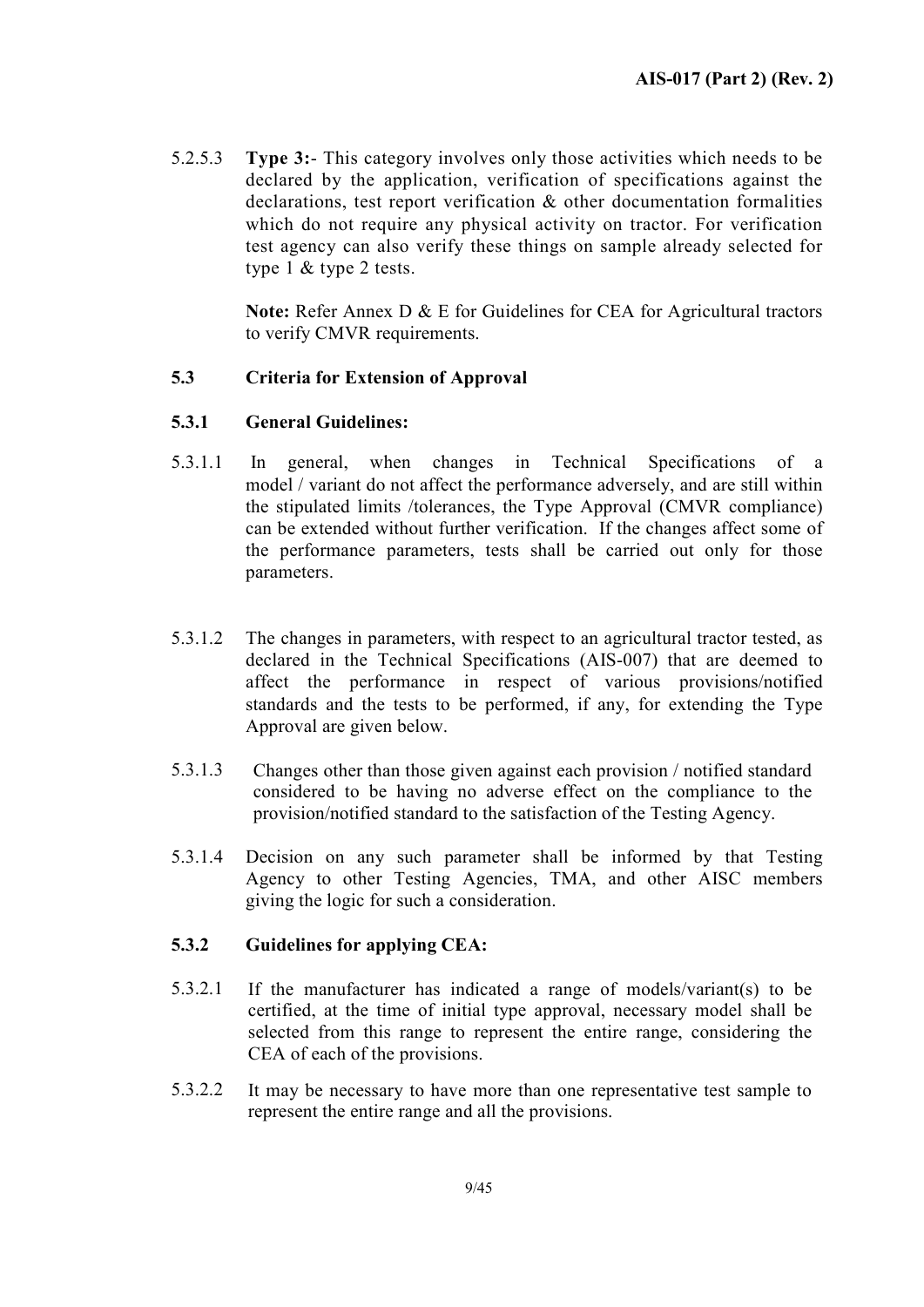5.2.5.3 **Type 3:**- This category involves only those activities which needs to be declared by the application, verification of specifications against the declarations, test report verification & other documentation formalities which do not require any physical activity on tractor. For verification test agency can also verify these things on sample already selected for type 1 & type 2 tests.

**Note:** Refer Annex D & E for Guidelines for CEA for Agricultural tractors to verify CMVR requirements.

### 5.3 Criteria for Extension of Approval

#### 5.3.1 General Guidelines:

5.3.1.1 In general, when changes in Technical Specifications of a model / variant do not affect the performance adversely, and are still within the stipulated limits /tolerances, the Type Approval (CMVR compliance) can be extended without further verification. If the changes affect some of the performance parameters, tests shall be carried out only for those parameters.

5.3.1.2 The changes in parameters, with respect to an agricultural tractor tested, as declared in the Technical Specifications (AIS-007) that are deemed to affect the performance in respect of various provisions/notified standards and the tests to be performed, if any, for extending the Type Approval are given below.

5.3.1.3 Changes other than those given against each provision / notified standard considered to be having no adverse effect on the compliance to the provision/notified standard to the satisfaction of the Testing Agency.

5.3.1.4 Decision on any such parameter shall be informed by that Testing Agency to other Testing Agencies, TMA, and other AISC members giving the logic for such a consideration.

#### 5.3.2 Guidelines for applying CEA:

5.3.2.1 If the manufacturer has indicated a range of models/variant(s) to be certified, at the time of initial type approval, necessary model shall be selected from this range to represent the entire range, considering the CEA of each of the provisions.

5.3.2.2 It may be necessary to have more than one representative test sample to represent the entire range and all the provisions.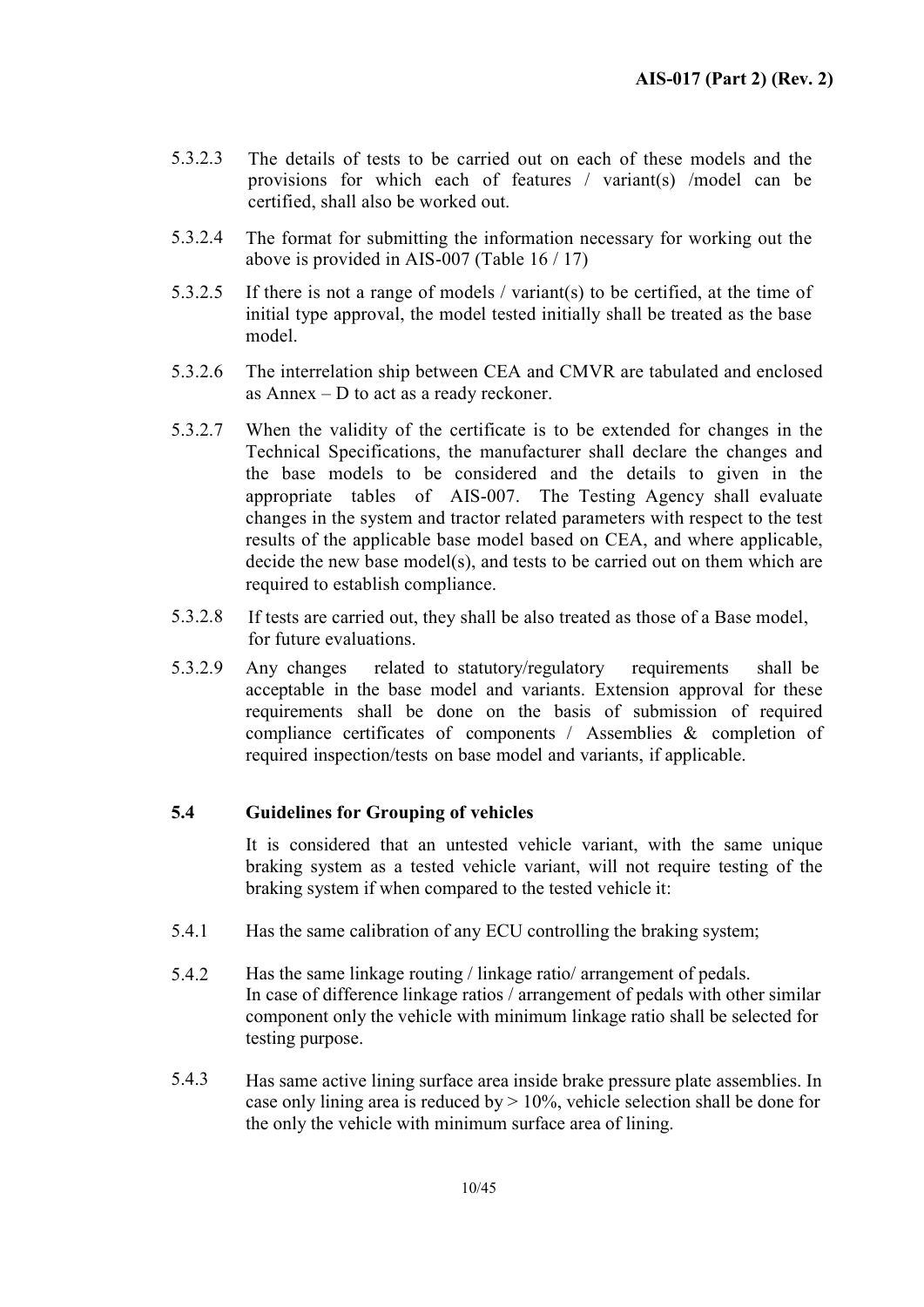5.3.2.3 The details of tests to be carried out on each of these models and the provisions for which each of features / variant(s) /model can be certified, shall also be worked out.

5.3.2.4 The format for submitting the information necessary for working out the above is provided in AIS-007 (Table 16 / 17)

5.3.2.5 If there is not a range of models / variant(s) to be certified, at the time of initial type approval, the model tested initially shall be treated as the base model.

5.3.2.6 The interrelation ship between CEA and CMVR are tabulated and enclosed as Annex – D to act as a ready reckoner.

5.3.2.7 When the validity of the certificate is to be extended for changes in the Technical Specifications, the manufacturer shall declare the changes and the base models to be considered and the details to given in the appropriate tables of AIS-007. The Testing Agency shall evaluate changes in the system and tractor related parameters with respect to the test results of the applicable base model based on CEA, and where applicable, decide the new base model(s), and tests to be carried out on them which are required to establish compliance.

5.3.2.8 If tests are carried out, they shall be also treated as those of a Base model, for future evaluations.

5.3.2.9 Any changes related to statutory/regulatory requirements shall be acceptable in the base model and variants. Extension approval for these requirements shall be done on the basis of submission of required compliance certificates of components / Assemblies & completion of required inspection/tests on base model and variants, if applicable.

## 5.4 Guidelines for Grouping of vehicles

It is considered that an untested vehicle variant, with the same unique braking system as a tested vehicle variant, will not require testing of the braking system if when compared to the tested vehicle it:

5.4.1 Has the same calibration of any ECU controlling the braking system;

5.4.2 Has the same linkage routing / linkage ratio/ arrangement of pedals. In case of difference linkage ratios / arrangement of pedals with other similar component only the vehicle with minimum linkage ratio shall be selected for testing purpose.

5.4.3 Has same active lining surface area inside brake pressure plate assemblies. In case only lining area is reduced by > 10%, vehicle selection shall be done for the only the vehicle with minimum surface area of lining.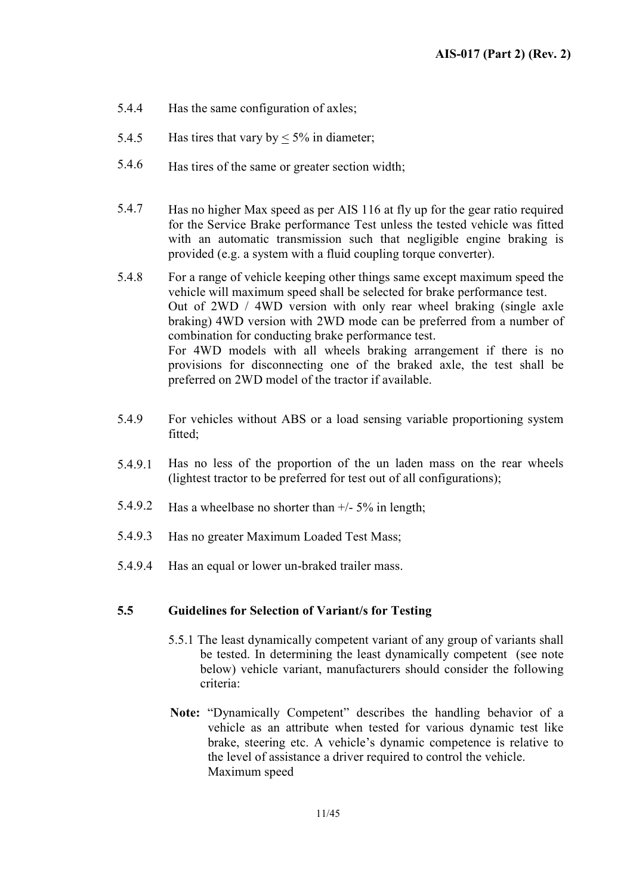5.4.4 Has the same configuration of axles;

5.4.5 Has tires that vary by $\leq$ 5% in diameter;

5.4.6 Has tires of the same or greater section width;

5.4.7 Has no higher Max speed as per AIS 116 at fly up for the gear ratio required for the Service Brake performance Test unless the tested vehicle was fitted with an automatic transmission such that negligible engine braking is provided (e.g. a system with a fluid coupling torque converter).

5.4.8 For a range of vehicle keeping other things same except maximum speed the vehicle will maximum speed shall be selected for brake performance test.
Out of 2WD / 4WD version with only rear wheel braking (single axle braking) 4WD version with 2WD mode can be preferred from a number of combination for conducting brake performance test.
For 4WD models with all wheels braking arrangement if there is no provisions for disconnecting one of the braked axle, the test shall be preferred on 2WD model of the tractor if available.

5.4.9 For vehicles without ABS or a load sensing variable proportioning system fitted;

5.4.9.1 Has no less of the proportion of the un laden mass on the rear wheels (lightest tractor to be preferred for test out of all configurations);

5.4.9.2 Has a wheelbase no shorter than +/- 5% in length;

5.4.9.3 Has no greater Maximum Loaded Test Mass;

5.4.9.4 Has an equal or lower un-braked trailer mass.

## 5.5 Guidelines for Selection of Variant/s for Testing

5.5.1 The least dynamically competent variant of any group of variants shall be tested. In determining the least dynamically competent (see note below) vehicle variant, manufacturers should consider the following criteria:

**Note:** "Dynamically Competent" describes the handling behavior of a vehicle as an attribute when tested for various dynamic test like brake, steering etc. A vehicle's dynamic competence is relative to the level of assistance a driver required to control the vehicle.
Maximum speed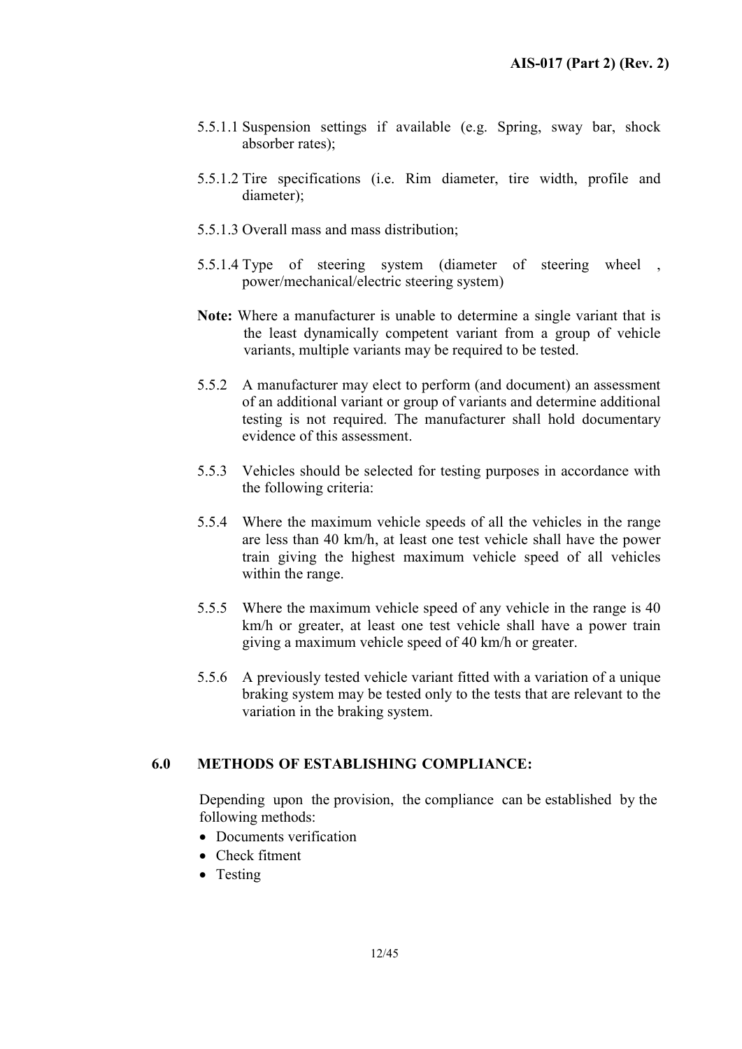5.5.1.1 Suspension settings if available (e.g. Spring, sway bar, shock absorber rates);

5.5.1.2 Tire specifications (i.e. Rim diameter, tire width, profile and diameter);

5.5.1.3 Overall mass and mass distribution;

5.5.1.4 Type of steering system (diameter of steering wheel , power/mechanical/electric steering system)

**Note:** Where a manufacturer is unable to determine a single variant that is the least dynamically competent variant from a group of vehicle variants, multiple variants may be required to be tested.

5.5.2 A manufacturer may elect to perform (and document) an assessment of an additional variant or group of variants and determine additional testing is not required. The manufacturer shall hold documentary evidence of this assessment.

5.5.3 Vehicles should be selected for testing purposes in accordance with the following criteria:

5.5.4 Where the maximum vehicle speeds of all the vehicles in the range are less than 40 km/h, at least one test vehicle shall have the power train giving the highest maximum vehicle speed of all vehicles within the range.

5.5.5 Where the maximum vehicle speed of any vehicle in the range is 40 km/h or greater, at least one test vehicle shall have a power train giving a maximum vehicle speed of 40 km/h or greater.

5.5.6 A previously tested vehicle variant fitted with a variation of a unique braking system may be tested only to the tests that are relevant to the variation in the braking system.

## 6.0 METHODS OF ESTABLISHING COMPLIANCE:

Depending upon the provision, the compliance can be established by the following methods:

- Documents verification
- Check fitment
- Testing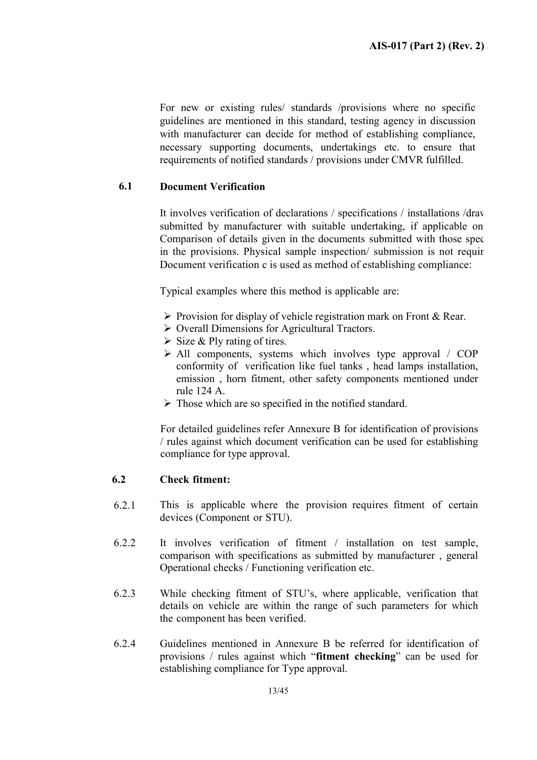For new or existing rules/ standards /provisions where no specific guidelines are mentioned in this standard, testing agency in discussion with manufacturer can decide for method of establishing compliance, necessary supporting documents, undertakings etc. to ensure that requirements of notified standards / provisions under CMVR fulfilled.

### 6.1 Document Verification

It involves verification of declarations / specifications / installations /drav submitted by manufacturer with suitable undertaking, if applicable on Comparison of details given in the documents submitted with those spec in the provisions. Physical sample inspection/ submission is not requir Document verification c is used as method of establishing compliance:

Typical examples where this method is applicable are:

- Provision for display of vehicle registration mark on Front & Rear.
- Overall Dimensions for Agricultural Tractors.
- Size & Ply rating of tires.
- All components, systems which involves type approval / COP conformity of verification like fuel tanks , head lamps installation, emission , horn fitment, other safety components mentioned under rule 124 A.
- Those which are so specified in the notified standard.

For detailed guidelines refer Annexure B for identification of provisions / rules against which document verification can be used for establishing compliance for type approval.

### 6.2 Check fitment:

6.2.1 This is applicable where the provision requires fitment of certain devices (Component or STU).

6.2.2 It involves verification of fitment / installation on test sample, comparison with specifications as submitted by manufacturer , general Operational checks / Functioning verification etc.

6.2.3 While checking fitment of STU's, where applicable, verification that details on vehicle are within the range of such parameters for which the component has been verified.

6.2.4 Guidelines mentioned in Annexure B be referred for identification of provisions / rules against which "**fitment checking**" can be used for establishing compliance for Type approval.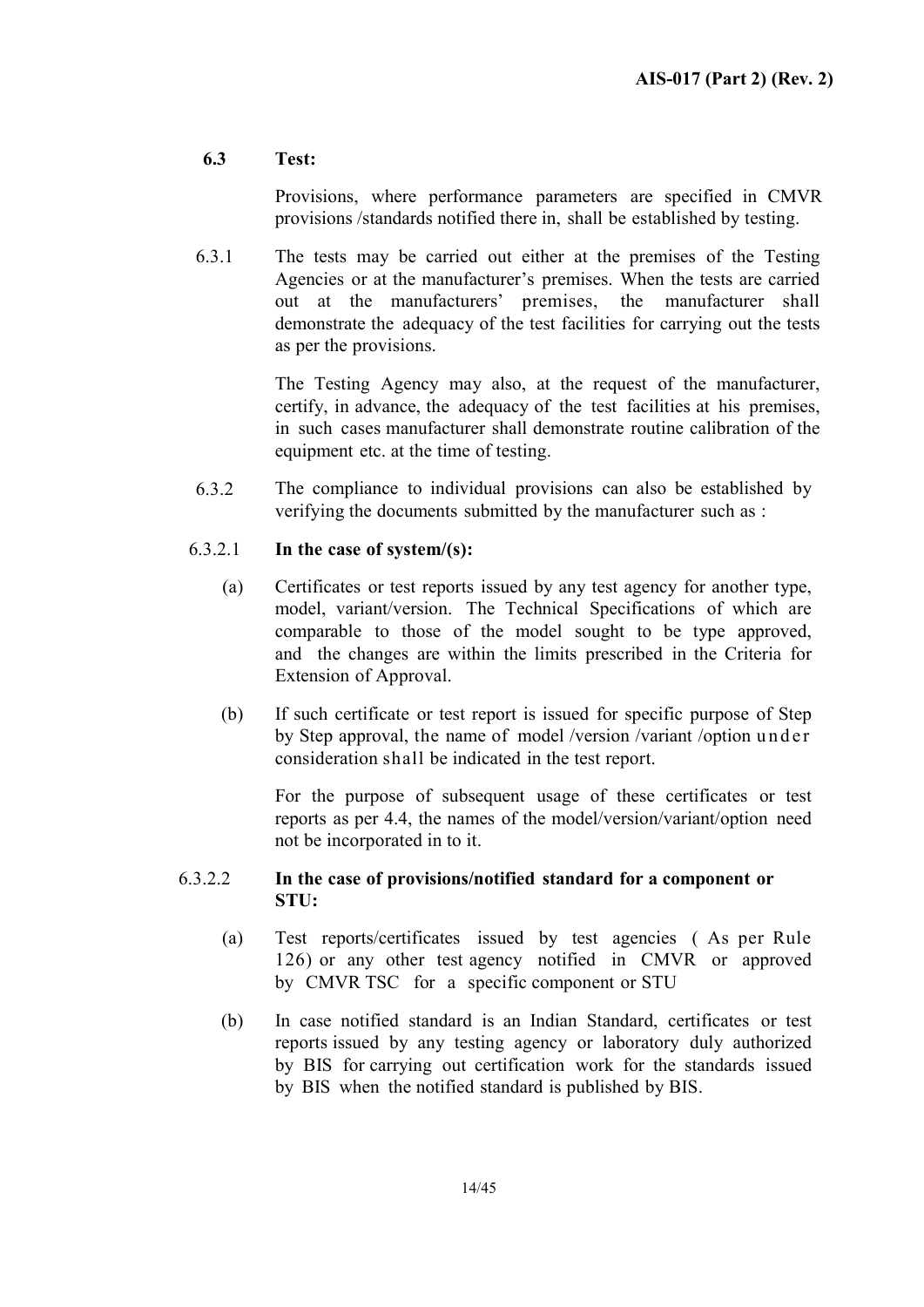### 6.3 Test:

Provisions, where performance parameters are specified in CMVR provisions /standards notified there in, shall be established by testing.

6.3.1 The tests may be carried out either at the premises of the Testing Agencies or at the manufacturer's premises. When the tests are carried out at the manufacturers' premises, the manufacturer shall demonstrate the adequacy of the test facilities for carrying out the tests as per the provisions.

The Testing Agency may also, at the request of the manufacturer, certify, in advance, the adequacy of the test facilities at his premises, in such cases manufacturer shall demonstrate routine calibration of the equipment etc. at the time of testing.

6.3.2 The compliance to individual provisions can also be established by verifying the documents submitted by the manufacturer such as :

6.3.2.1 **In the case of system/(s):**

(a) Certificates or test reports issued by any test agency for another type, model, variant/version. The Technical Specifications of which are comparable to those of the model sought to be type approved, and the changes are within the limits prescribed in the Criteria for Extension of Approval.

(b) If such certificate or test report is issued for specific purpose of Step by Step approval, the name of model /version /variant /option under consideration shall be indicated in the test report.

For the purpose of subsequent usage of these certificates or test reports as per 4.4, the names of the model/version/variant/option need not be incorporated in to it.

6.3.2.2 **In the case of provisions/notified standard for a component or STU:**

(a) Test reports/certificates issued by test agencies ( As per Rule 126) or any other test agency notified in CMVR or approved by CMVR TSC for a specific component or STU

(b) In case notified standard is an Indian Standard, certificates or test reports issued by any testing agency or laboratory duly authorized by BIS for carrying out certification work for the standards issued by BIS when the notified standard is published by BIS.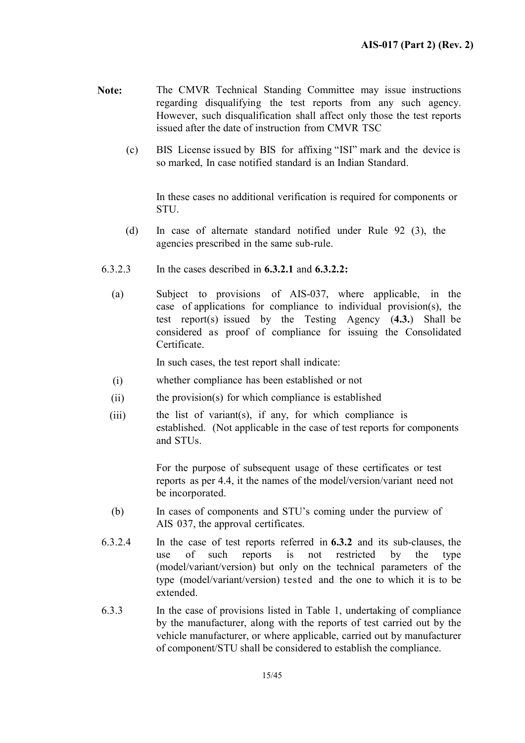**Note:** The CMVR Technical Standing Committee may issue instructions regarding disqualifying the test reports from any such agency. However, such disqualification shall affect only those the test reports issued after the date of instruction from CMVR TSC

(c) BIS License issued by BIS for affixing "ISI" mark and the device is so marked, In case notified standard is an Indian Standard.

In these cases no additional verification is required for components or STU.

(d) In case of alternate standard notified under Rule 92 (3), the agencies prescribed in the same sub-rule.

6.3.2.3 In the cases described in **6.3.2.1** and **6.3.2.2:**

(a) Subject to provisions of AIS-037, where applicable, in the case of applications for compliance to individual provision(s), the test report(s) issued by the Testing Agency (**4.3.**) Shall be considered as proof of compliance for issuing the Consolidated Certificate.

In such cases, the test report shall indicate:

(i) whether compliance has been established or not

(ii) the provision(s) for which compliance is established

(iii) the list of variant(s), if any, for which compliance is established. (Not applicable in the case of test reports for components and STUs.

For the purpose of subsequent usage of these certificates or test reports as per 4.4, it the names of the model/version/variant need not be incorporated.

(b) In cases of components and STU's coming under the purview of AIS 037, the approval certificates.

6.3.2.4 In the case of test reports referred in **6.3.2** and its sub-clauses, the use of such reports is not restricted by the type (model/variant/version) but only on the technical parameters of the type (model/variant/version) tested and the one to which it is to be extended.

6.3.3 In the case of provisions listed in Table 1, undertaking of compliance by the manufacturer, along with the reports of test carried out by the vehicle manufacturer, or where applicable, carried out by manufacturer of component/STU shall be considered to establish the compliance.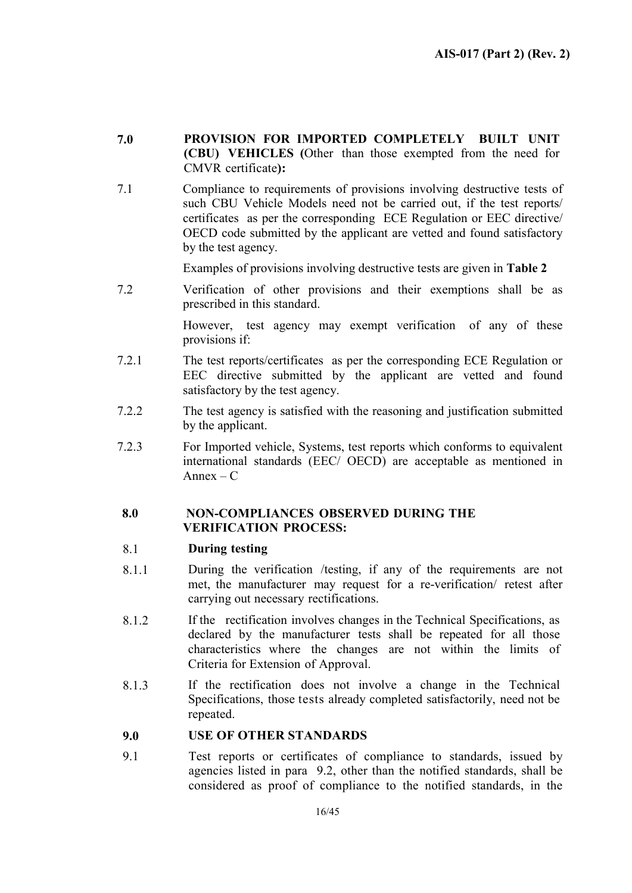**7.0 PROVISION FOR IMPORTED COMPLETELY BUILT UNIT (CBU) VEHICLES (**Other than those exempted from the need for CMVR certificate**):**

7.1 Compliance to requirements of provisions involving destructive tests of such CBU Vehicle Models need not be carried out, if the test reports/ certificates as per the corresponding ECE Regulation or EEC directive/ OECD code submitted by the applicant are vetted and found satisfactory by the test agency.

Examples of provisions involving destructive tests are given in **Table 2**

7.2 Verification of other provisions and their exemptions shall be as prescribed in this standard.

However, test agency may exempt verification of any of these provisions if:

7.2.1 The test reports/certificates as per the corresponding ECE Regulation or EEC directive submitted by the applicant are vetted and found satisfactory by the test agency.

7.2.2 The test agency is satisfied with the reasoning and justification submitted by the applicant.

7.2.3 For Imported vehicle, Systems, test reports which conforms to equivalent international standards (EEC/ OECD) are acceptable as mentioned in Annex – C

**8.0 NON-COMPLIANCES OBSERVED DURING THE VERIFICATION PROCESS:**

8.1 **During testing**

8.1.1 During the verification /testing, if any of the requirements are not met, the manufacturer may request for a re-verification/ retest after carrying out necessary rectifications.

8.1.2 If the rectification involves changes in the Technical Specifications, as declared by the manufacturer tests shall be repeated for all those characteristics where the changes are not within the limits of Criteria for Extension of Approval.

8.1.3 If the rectification does not involve a change in the Technical Specifications, those tests already completed satisfactorily, need not be repeated.

**9.0 USE OF OTHER STANDARDS**

9.1 Test reports or certificates of compliance to standards, issued by agencies listed in para 9.2, other than the notified standards, shall be considered as proof of compliance to the notified standards, in the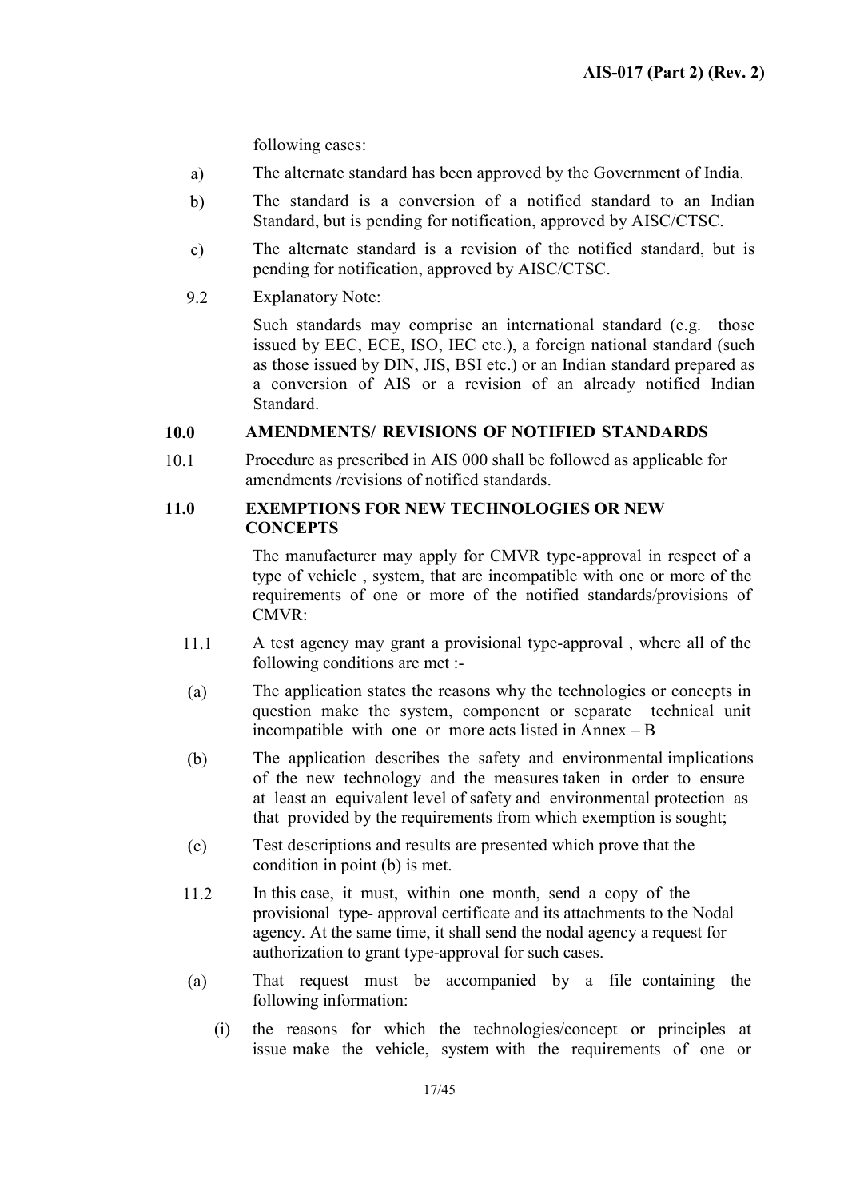following cases:

a) The alternate standard has been approved by the Government of India.

b) The standard is a conversion of a notified standard to an Indian Standard, but is pending for notification, approved by AISC/CTSC.

c) The alternate standard is a revision of the notified standard, but is pending for notification, approved by AISC/CTSC.

9.2 Explanatory Note:

Such standards may comprise an international standard (e.g. those issued by EEC, ECE, ISO, IEC etc.), a foreign national standard (such as those issued by DIN, JIS, BSI etc.) or an Indian standard prepared as a conversion of AIS or a revision of an already notified Indian Standard.

## 10.0 AMENDMENTS/ REVISIONS OF NOTIFIED STANDARDS

10.1 Procedure as prescribed in AIS 000 shall be followed as applicable for amendments /revisions of notified standards.

## 11.0 EXEMPTIONS FOR NEW TECHNOLOGIES OR NEW CONCEPTS

The manufacturer may apply for CMVR type-approval in respect of a type of vehicle , system, that are incompatible with one or more of the requirements of one or more of the notified standards/provisions of CMVR:

11.1 A test agency may grant a provisional type-approval , where all of the following conditions are met :-

(a) The application states the reasons why the technologies or concepts in question make the system, component or separate technical unit incompatible with one or more acts listed in Annex – B

(b) The application describes the safety and environmental implications of the new technology and the measures taken in order to ensure at least an equivalent level of safety and environmental protection as that provided by the requirements from which exemption is sought;

(c) Test descriptions and results are presented which prove that the condition in point (b) is met.

11.2 In this case, it must, within one month, send a copy of the provisional type- approval certificate and its attachments to the Nodal agency. At the same time, it shall send the nodal agency a request for authorization to grant type-approval for such cases.

(a) That request must be accompanied by a file containing the following information:

(i) the reasons for which the technologies/concept or principles at issue make the vehicle, system with the requirements of one or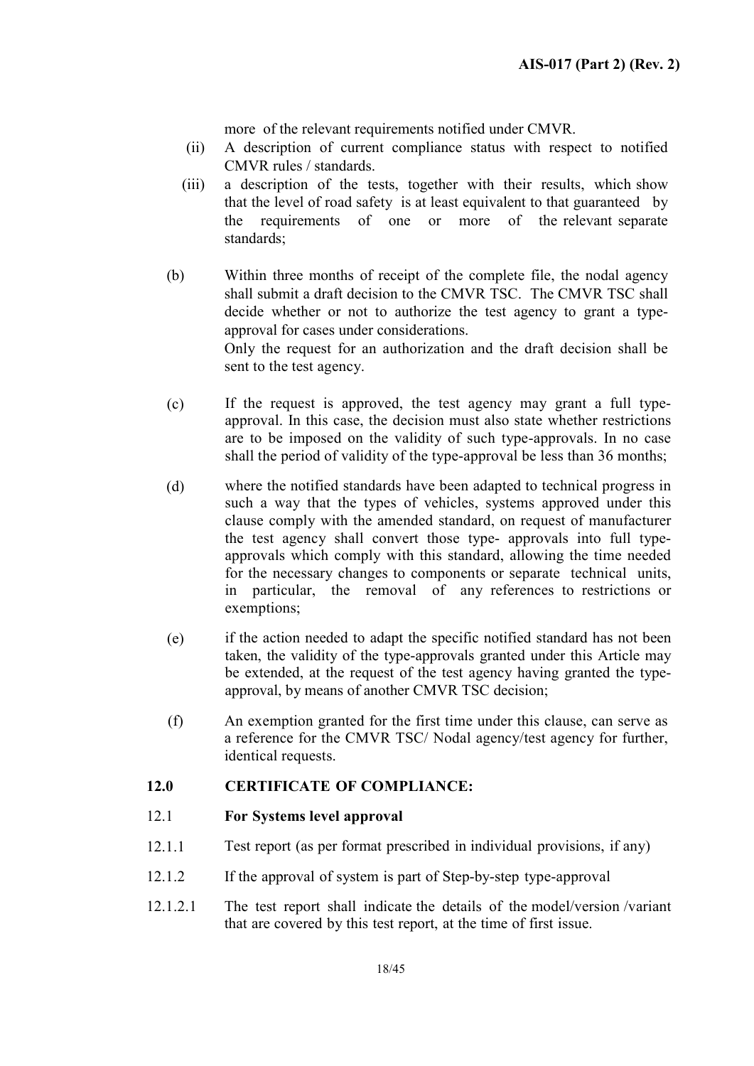more of the relevant requirements notified under CMVR.

(ii) A description of current compliance status with respect to notified CMVR rules / standards.

(iii) a description of the tests, together with their results, which show that the level of road safety is at least equivalent to that guaranteed by the requirements of one or more of the relevant separate standards;

(b) Within three months of receipt of the complete file, the nodal agency shall submit a draft decision to the CMVR TSC. The CMVR TSC shall decide whether or not to authorize the test agency to grant a type-approval for cases under considerations.

Only the request for an authorization and the draft decision shall be sent to the test agency.

(c) If the request is approved, the test agency may grant a full type-approval. In this case, the decision must also state whether restrictions are to be imposed on the validity of such type-approvals. In no case shall the period of validity of the type-approval be less than 36 months;

(d) where the notified standards have been adapted to technical progress in such a way that the types of vehicles, systems approved under this clause comply with the amended standard, on request of manufacturer the test agency shall convert those type- approvals into full type-approvals which comply with this standard, allowing the time needed for the necessary changes to components or separate technical units, in particular, the removal of any references to restrictions or exemptions;

(e) if the action needed to adapt the specific notified standard has not been taken, the validity of the type-approvals granted under this Article may be extended, at the request of the test agency having granted the type-approval, by means of another CMVR TSC decision;

(f) An exemption granted for the first time under this clause, can serve as a reference for the CMVR TSC/ Nodal agency/test agency for further, identical requests.

## 12.0 CERTIFICATE OF COMPLIANCE:

12.1 **For Systems level approval**

12.1.1 Test report (as per format prescribed in individual provisions, if any)

12.1.2 If the approval of system is part of Step-by-step type-approval

12.1.2.1 The test report shall indicate the details of the model/version /variant that are covered by this test report, at the time of first issue.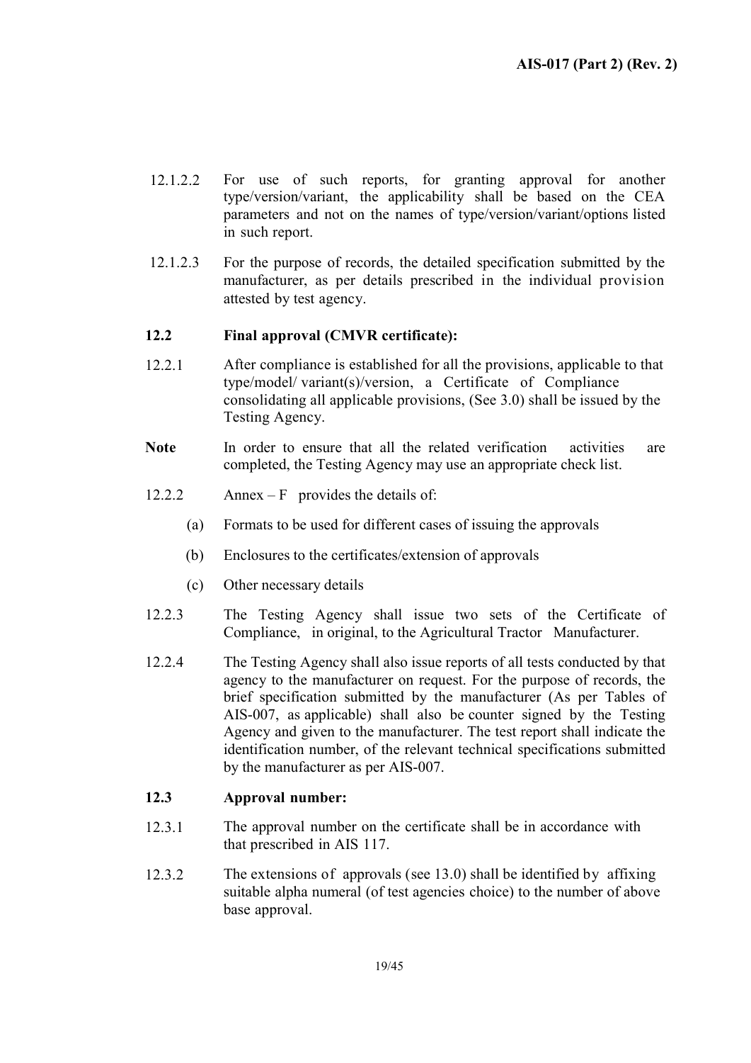12.1.2.2 For use of such reports, for granting approval for another type/version/variant, the applicability shall be based on the CEA parameters and not on the names of type/version/variant/options listed in such report.

12.1.2.3 For the purpose of records, the detailed specification submitted by the manufacturer, as per details prescribed in the individual provision attested by test agency.

**12.2 Final approval (CMVR certificate):**

12.2.1 After compliance is established for all the provisions, applicable to that type/model/ variant(s)/version, a Certificate of Compliance consolidating all applicable provisions, (See 3.0) shall be issued by the Testing Agency.

**Note** In order to ensure that all the related verification activities are completed, the Testing Agency may use an appropriate check list.

12.2.2 Annex – F provides the details of:

(a) Formats to be used for different cases of issuing the approvals

(b) Enclosures to the certificates/extension of approvals

(c) Other necessary details

12.2.3 The Testing Agency shall issue two sets of the Certificate of Compliance, in original, to the Agricultural Tractor Manufacturer.

12.2.4 The Testing Agency shall also issue reports of all tests conducted by that agency to the manufacturer on request. For the purpose of records, the brief specification submitted by the manufacturer (As per Tables of AIS-007, as applicable) shall also be counter signed by the Testing Agency and given to the manufacturer. The test report shall indicate the identification number, of the relevant technical specifications submitted by the manufacturer as per AIS-007.

**12.3 Approval number:**

12.3.1 The approval number on the certificate shall be in accordance with that prescribed in AIS 117.

12.3.2 The extensions of approvals (see 13.0) shall be identified by affixing suitable alpha numeral (of test agencies choice) to the number of above base approval.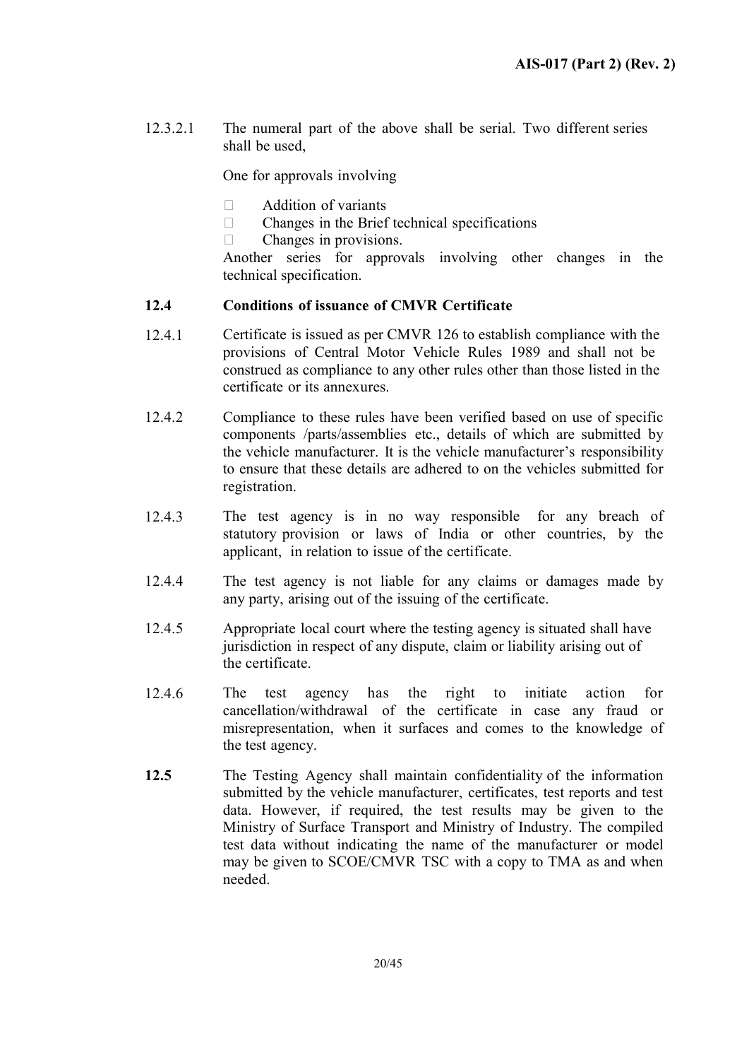12.3.2.1 The numeral part of the above shall be serial. Two different series shall be used,

One for approvals involving

- Addition of variants
- Changes in the Brief technical specifications
- Changes in provisions.

Another series for approvals involving other changes in the technical specification.

**12.4 Conditions of issuance of CMVR Certificate**

12.4.1 Certificate is issued as per CMVR 126 to establish compliance with the provisions of Central Motor Vehicle Rules 1989 and shall not be construed as compliance to any other rules other than those listed in the certificate or its annexures.

12.4.2 Compliance to these rules have been verified based on use of specific components /parts/assemblies etc., details of which are submitted by the vehicle manufacturer. It is the vehicle manufacturer's responsibility to ensure that these details are adhered to on the vehicles submitted for registration.

12.4.3 The test agency is in no way responsible for any breach of statutory provision or laws of India or other countries, by the applicant, in relation to issue of the certificate.

12.4.4 The test agency is not liable for any claims or damages made by any party, arising out of the issuing of the certificate.

12.4.5 Appropriate local court where the testing agency is situated shall have jurisdiction in respect of any dispute, claim or liability arising out of the certificate.

12.4.6 The test agency has the right to initiate action for cancellation/withdrawal of the certificate in case any fraud or misrepresentation, when it surfaces and comes to the knowledge of the test agency.

**12.5** The Testing Agency shall maintain confidentiality of the information submitted by the vehicle manufacturer, certificates, test reports and test data. However, if required, the test results may be given to the Ministry of Surface Transport and Ministry of Industry. The compiled test data without indicating the name of the manufacturer or model may be given to SCOE/CMVR TSC with a copy to TMA as and when needed.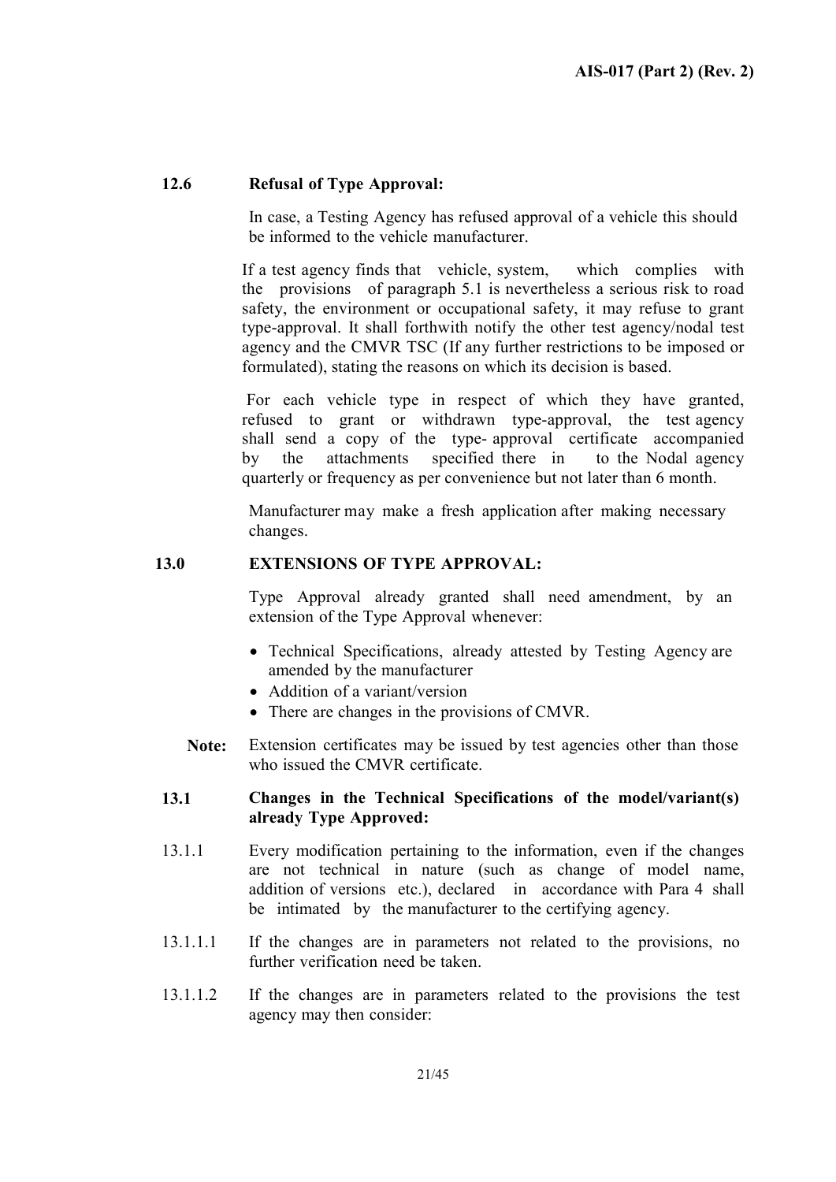**12.6 Refusal of Type Approval:**

In case, a Testing Agency has refused approval of a vehicle this should be informed to the vehicle manufacturer.

If a test agency finds that vehicle, system, which complies with the provisions of paragraph 5.1 is nevertheless a serious risk to road safety, the environment or occupational safety, it may refuse to grant type-approval. It shall forthwith notify the other test agency/nodal test agency and the CMVR TSC (If any further restrictions to be imposed or formulated), stating the reasons on which its decision is based.

For each vehicle type in respect of which they have granted, refused to grant or withdrawn type-approval, the test agency shall send a copy of the type- approval certificate accompanied by the attachments specified there in to the Nodal agency quarterly or frequency as per convenience but not later than 6 month.

Manufacturer may make a fresh application after making necessary changes.

## 13.0 EXTENSIONS OF TYPE APPROVAL:

Type Approval already granted shall need amendment, by an extension of the Type Approval whenever:

- Technical Specifications, already attested by Testing Agency are amended by the manufacturer
- Addition of a variant/version
- There are changes in the provisions of CMVR.

**Note:** Extension certificates may be issued by test agencies other than those who issued the CMVR certificate.

**13.1 Changes in the Technical Specifications of the model/variant(s) already Type Approved:**

13.1.1 Every modification pertaining to the information, even if the changes are not technical in nature (such as change of model name, addition of versions etc.), declared in accordance with Para 4 shall be intimated by the manufacturer to the certifying agency.

13.1.1.1 If the changes are in parameters not related to the provisions, no further verification need be taken.

13.1.1.2 If the changes are in parameters related to the provisions the test agency may then consider: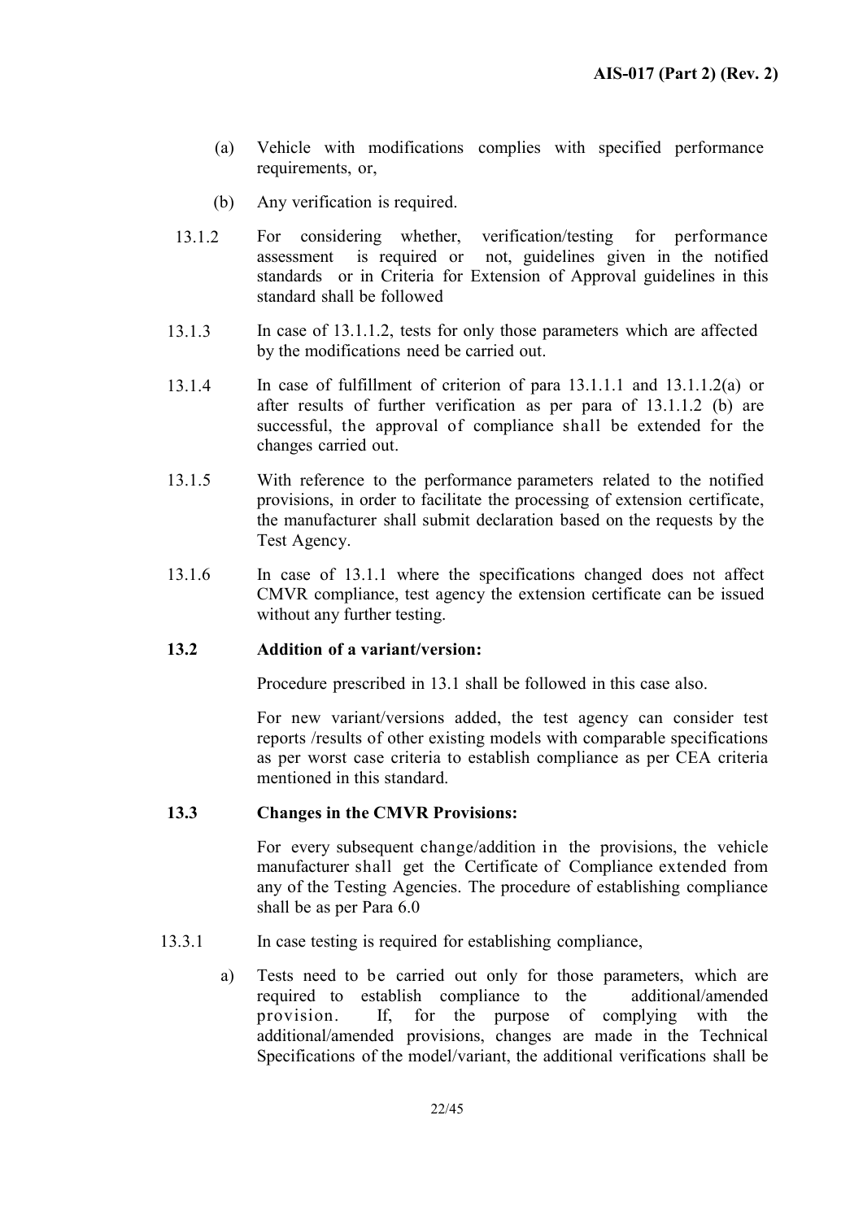(a) Vehicle with modifications complies with specified performance requirements, or,

(b) Any verification is required.

13.1.2 For considering whether, verification/testing for performance assessment is required or not, guidelines given in the notified standards or in Criteria for Extension of Approval guidelines in this standard shall be followed

13.1.3 In case of 13.1.1.2, tests for only those parameters which are affected by the modifications need be carried out.

13.1.4 In case of fulfillment of criterion of para 13.1.1.1 and 13.1.1.2(a) or after results of further verification as per para of 13.1.1.2 (b) are successful, the approval of compliance shall be extended for the changes carried out.

13.1.5 With reference to the performance parameters related to the notified provisions, in order to facilitate the processing of extension certificate, the manufacturer shall submit declaration based on the requests by the Test Agency.

13.1.6 In case of 13.1.1 where the specifications changed does not affect CMVR compliance, test agency the extension certificate can be issued without any further testing.

**13.2 Addition of a variant/version:**

Procedure prescribed in 13.1 shall be followed in this case also.

For new variant/versions added, the test agency can consider test reports /results of other existing models with comparable specifications as per worst case criteria to establish compliance as per CEA criteria mentioned in this standard.

**13.3 Changes in the CMVR Provisions:**

For every subsequent change/addition in the provisions, the vehicle manufacturer shall get the Certificate of Compliance extended from any of the Testing Agencies. The procedure of establishing compliance shall be as per Para 6.0

13.3.1 In case testing is required for establishing compliance,

a) Tests need to be carried out only for those parameters, which are required to establish compliance to the additional/amended provision. If, for the purpose of complying with the additional/amended provisions, changes are made in the Technical Specifications of the model/variant, the additional verifications shall be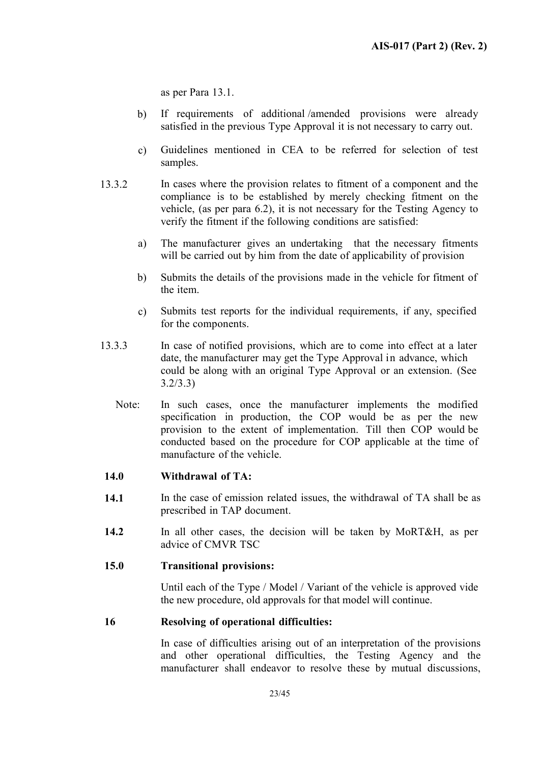as per Para 13.1.

b) If requirements of additional /amended provisions were already satisfied in the previous Type Approval it is not necessary to carry out.

c) Guidelines mentioned in CEA to be referred for selection of test samples.

13.3.2 In cases where the provision relates to fitment of a component and the compliance is to be established by merely checking fitment on the vehicle, (as per para 6.2), it is not necessary for the Testing Agency to verify the fitment if the following conditions are satisfied:

a) The manufacturer gives an undertaking that the necessary fitments will be carried out by him from the date of applicability of provision

b) Submits the details of the provisions made in the vehicle for fitment of the item.

c) Submits test reports for the individual requirements, if any, specified for the components.

13.3.3 In case of notified provisions, which are to come into effect at a later date, the manufacturer may get the Type Approval in advance, which could be along with an original Type Approval or an extension. (See 3.2/3.3)

Note: In such cases, once the manufacturer implements the modified specification in production, the COP would be as per the new provision to the extent of implementation. Till then COP would be conducted based on the procedure for COP applicable at the time of manufacture of the vehicle.

**14.0 Withdrawal of TA:**

**14.1** In the case of emission related issues, the withdrawal of TA shall be as prescribed in TAP document.

**14.2** In all other cases, the decision will be taken by MoRT&H, as per advice of CMVR TSC

**15.0 Transitional provisions:**

Until each of the Type / Model / Variant of the vehicle is approved vide the new procedure, old approvals for that model will continue.

**16 Resolving of operational difficulties:**

In case of difficulties arising out of an interpretation of the provisions and other operational difficulties, the Testing Agency and the manufacturer shall endeavor to resolve these by mutual discussions,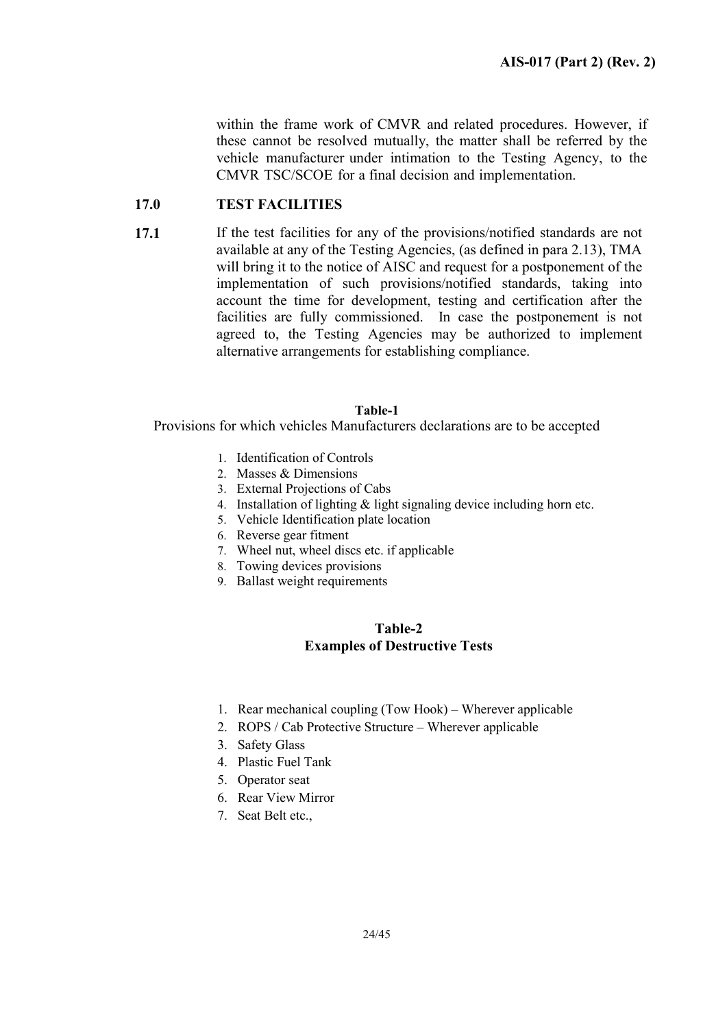within the frame work of CMVR and related procedures. However, if these cannot be resolved mutually, the matter shall be referred by the vehicle manufacturer under intimation to the Testing Agency, to the CMVR TSC/SCOE for a final decision and implementation.

## 17.0 TEST FACILITIES

**17.1** If the test facilities for any of the provisions/notified standards are not available at any of the Testing Agencies, (as defined in para 2.13), TMA will bring it to the notice of AISC and request for a postponement of the implementation of such provisions/notified standards, taking into account the time for development, testing and certification after the facilities are fully commissioned. In case the postponement is not agreed to, the Testing Agencies may be authorized to implement alternative arrangements for establishing compliance.

**Table-1**

Provisions for which vehicles Manufacturers declarations are to be accepted

1. Identification of Controls
2. Masses & Dimensions
3. External Projections of Cabs
4. Installation of lighting & light signaling device including horn etc.
5. Vehicle Identification plate location
6. Reverse gear fitment
7. Wheel nut, wheel discs etc. if applicable
8. Towing devices provisions
9. Ballast weight requirements

**Table-2**
**Examples of Destructive Tests**

1. Rear mechanical coupling (Tow Hook) – Wherever applicable
2. ROPS / Cab Protective Structure – Wherever applicable
3. Safety Glass
4. Plastic Fuel Tank
5. Operator seat
6. Rear View Mirror
7. Seat Belt etc.,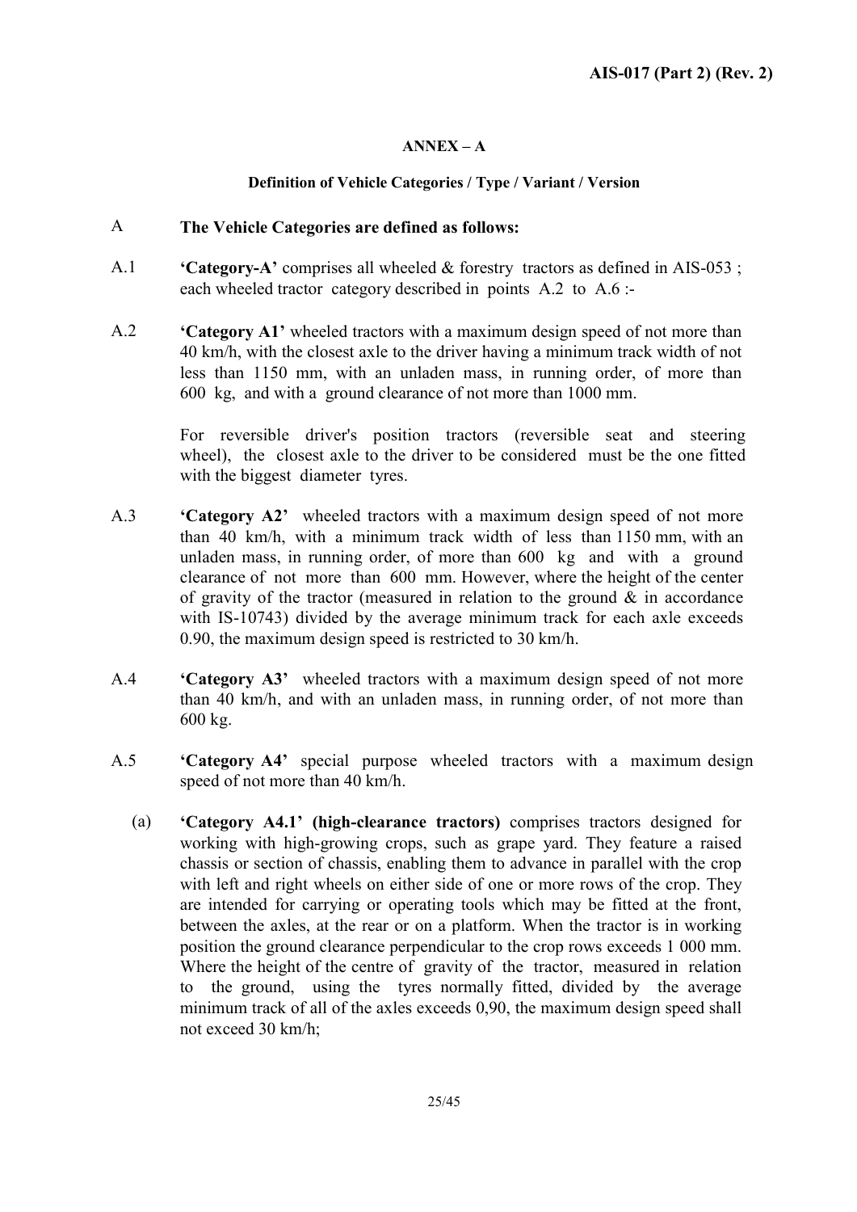## ANNEX – A

### Definition of Vehicle Categories / Type / Variant / Version

A **The Vehicle Categories are defined as follows:**

A.1 **'Category-A'** comprises all wheeled & forestry tractors as defined in AIS-053 ; each wheeled tractor category described in points A.2 to A.6 :-

A.2 **'Category A1'** wheeled tractors with a maximum design speed of not more than 40 km/h, with the closest axle to the driver having a minimum track width of not less than 1150 mm, with an unladen mass, in running order, of more than 600 kg, and with a ground clearance of not more than 1000 mm.

For reversible driver's position tractors (reversible seat and steering wheel), the closest axle to the driver to be considered must be the one fitted with the biggest diameter tyres.

A.3 **'Category A2'** wheeled tractors with a maximum design speed of not more than 40 km/h, with a minimum track width of less than 1150 mm, with an unladen mass, in running order, of more than 600 kg and with a ground clearance of not more than 600 mm. However, where the height of the center of gravity of the tractor (measured in relation to the ground & in accordance with IS-10743) divided by the average minimum track for each axle exceeds 0.90, the maximum design speed is restricted to 30 km/h.

A.4 **'Category A3'** wheeled tractors with a maximum design speed of not more than 40 km/h, and with an unladen mass, in running order, of not more than 600 kg.

A.5 **'Category A4'** special purpose wheeled tractors with a maximum design speed of not more than 40 km/h.

(a) **'Category A4.1' (high-clearance tractors)** comprises tractors designed for working with high-growing crops, such as grape yard. They feature a raised chassis or section of chassis, enabling them to advance in parallel with the crop with left and right wheels on either side of one or more rows of the crop. They are intended for carrying or operating tools which may be fitted at the front, between the axles, at the rear or on a platform. When the tractor is in working position the ground clearance perpendicular to the crop rows exceeds 1 000 mm. Where the height of the centre of gravity of the tractor, measured in relation to the ground, using the tyres normally fitted, divided by the average minimum track of all of the axles exceeds 0,90, the maximum design speed shall not exceed 30 km/h;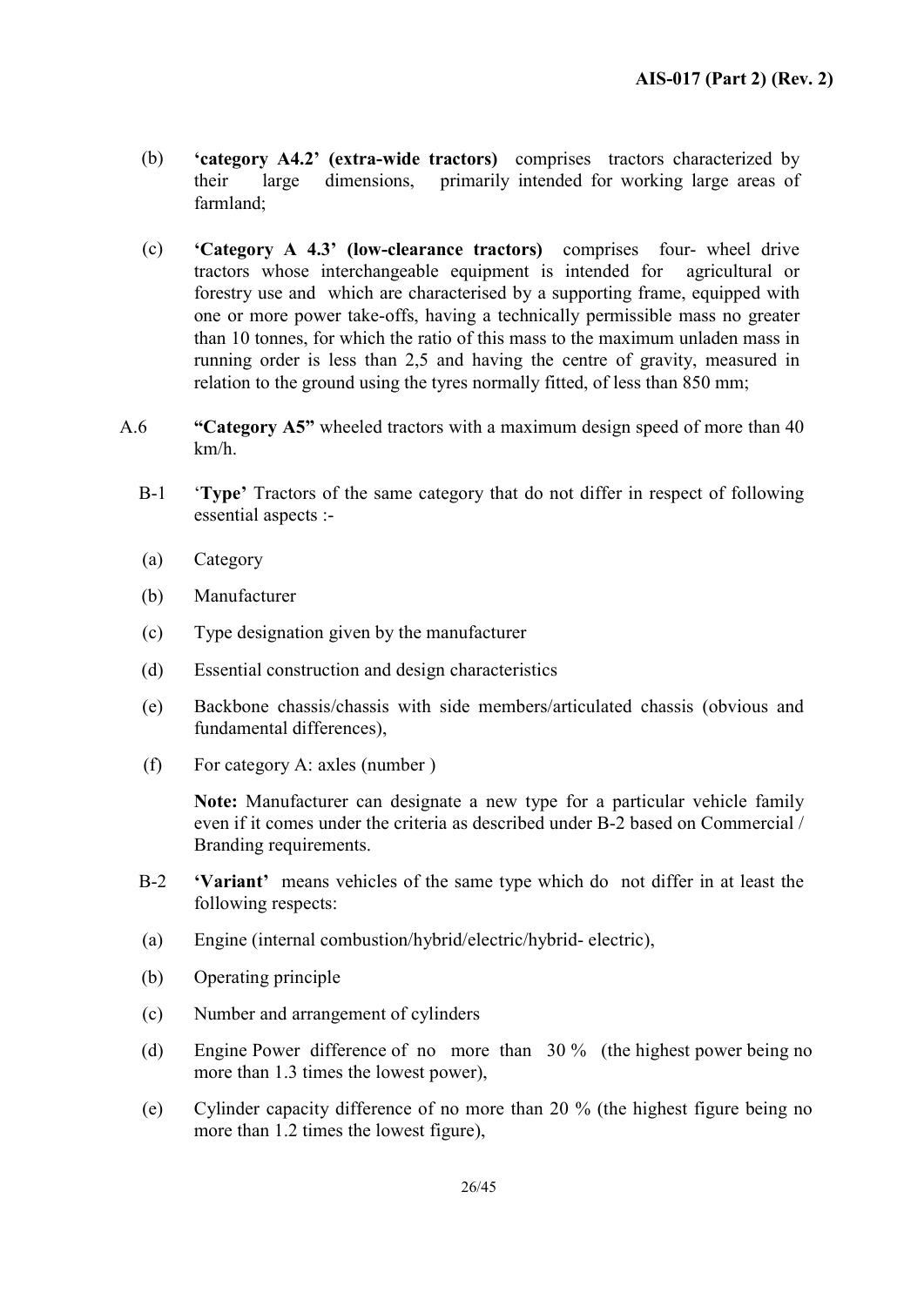(b) **'category A4.2' (extra-wide tractors)** comprises tractors characterized by their large dimensions, primarily intended for working large areas of farmland;

(c) **'Category A 4.3' (low-clearance tractors)** comprises four- wheel drive tractors whose interchangeable equipment is intended for agricultural or forestry use and which are characterised by a supporting frame, equipped with one or more power take-offs, having a technically permissible mass no greater than 10 tonnes, for which the ratio of this mass to the maximum unladen mass in running order is less than 2,5 and having the centre of gravity, measured in relation to the ground using the tyres normally fitted, of less than 850 mm;

A.6 **"Category A5"** wheeled tractors with a maximum design speed of more than 40 km/h.

B-1 '**Type**' Tractors of the same category that do not differ in respect of following essential aspects :-

(a) Category

(b) Manufacturer

(c) Type designation given by the manufacturer

(d) Essential construction and design characteristics

(e) Backbone chassis/chassis with side members/articulated chassis (obvious and fundamental differences),

(f) For category A: axles (number )

**Note:** Manufacturer can designate a new type for a particular vehicle family even if it comes under the criteria as described under B-2 based on Commercial / Branding requirements.

B-2 **'Variant'** means vehicles of the same type which do not differ in at least the following respects:

(a) Engine (internal combustion/hybrid/electric/hybrid- electric),

(b) Operating principle

(c) Number and arrangement of cylinders

(d) Engine Power difference of no more than 30 % (the highest power being no more than 1.3 times the lowest power),

(e) Cylinder capacity difference of no more than 20 % (the highest figure being no more than 1.2 times the lowest figure),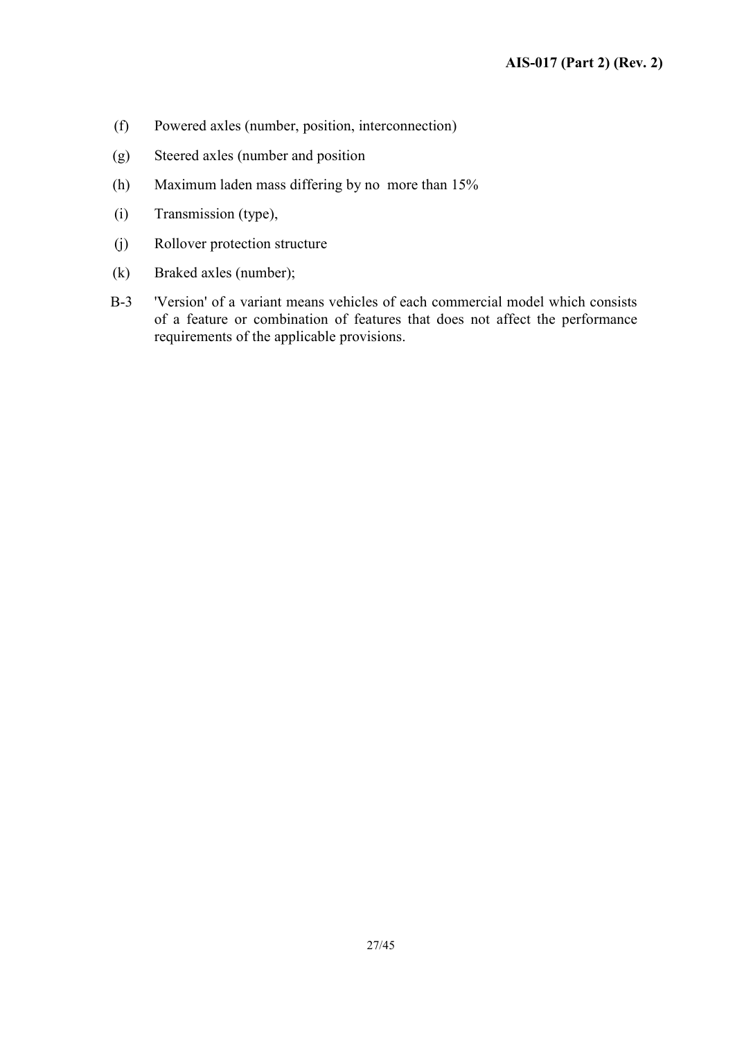(f) Powered axles (number, position, interconnection)

(g) Steered axles (number and position

(h) Maximum laden mass differing by no more than 15%

(i) Transmission (type),

(j) Rollover protection structure

(k) Braked axles (number);

B-3 'Version' of a variant means vehicles of each commercial model which consists of a feature or combination of features that does not affect the performance requirements of the applicable provisions.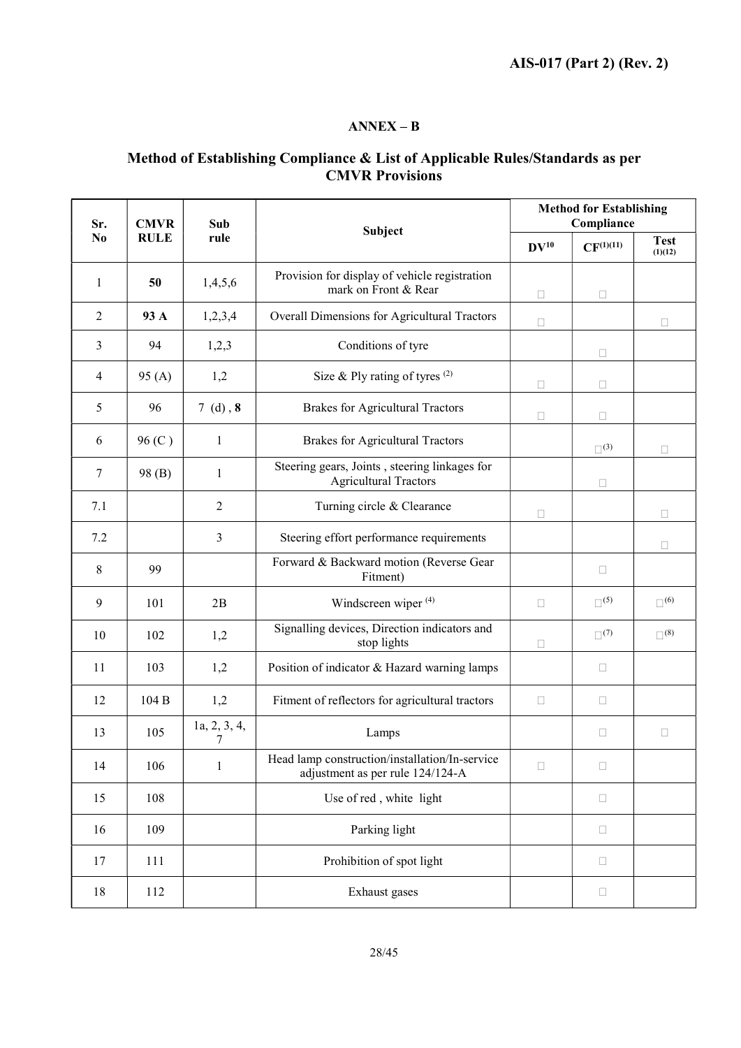## ANNEX – B

## Method of Establishing Compliance & List of Applicable Rules/Standards as per CMVR Provisions

| Sr. No | CMVR RULE | Sub rule | Subject | Method for Establishing Compliance | | |
|---|---|---|---|---|---|---|
| | | | | DV[10] | CF[(1)(11)] | Test [(1)(12)] |
| 1 | **50** | 1,4,5,6 | Provision for display of vehicle registration mark on Front & Rear | □ | □ | |
| 2 | **93 A** | 1,2,3,4 | Overall Dimensions for Agricultural Tractors | □ | | □ |
| 3 | 94 | 1,2,3 | Conditions of tyre | | □ | |
| 4 | 95 (A) | 1,2 | Size & Ply rating of tyres [(2)] | □ | □ | |
| 5 | 96 | 7 (d) , **8** | Brakes for Agricultural Tractors | □ | □ | |
| 6 | 96 (C ) | 1 | Brakes for Agricultural Tractors | | □[(3)] | □ |
| 7 | 98 (B) | 1 | Steering gears, Joints , steering linkages for Agricultural Tractors | | □ | |
| 7.1 | | 2 | Turning circle & Clearance | □ | | □ |
| 7.2 | | 3 | Steering effort performance requirements | | | □ |
| 8 | 99 | | Forward & Backward motion (Reverse Gear Fitment) | | □ | |
| 9 | 101 | 2B | Windscreen wiper [(4)] | □ | □[(5)] | □[(6)] |
| 10 | 102 | 1,2 | Signalling devices, Direction indicators and stop lights | □ | □[(7)] | □[(8)] |
| 11 | 103 | 1,2 | Position of indicator & Hazard warning lamps | | □ | |
| 12 | 104 B | 1,2 | Fitment of reflectors for agricultural tractors | □ | □ | |
| 13 | 105 | 1a, 2, 3, 4, 7 | Lamps | | □ | □ |
| 14 | 106 | 1 | Head lamp construction/installation/In-service adjustment as per rule 124/124-A | □ | □ | |
| 15 | 108 | | Use of red , white light | | □ | |
| 16 | 109 | | Parking light | | □ | |
| 17 | 111 | | Prohibition of spot light | | □ | |
| 18 | 112 | | Exhaust gases | | □ | |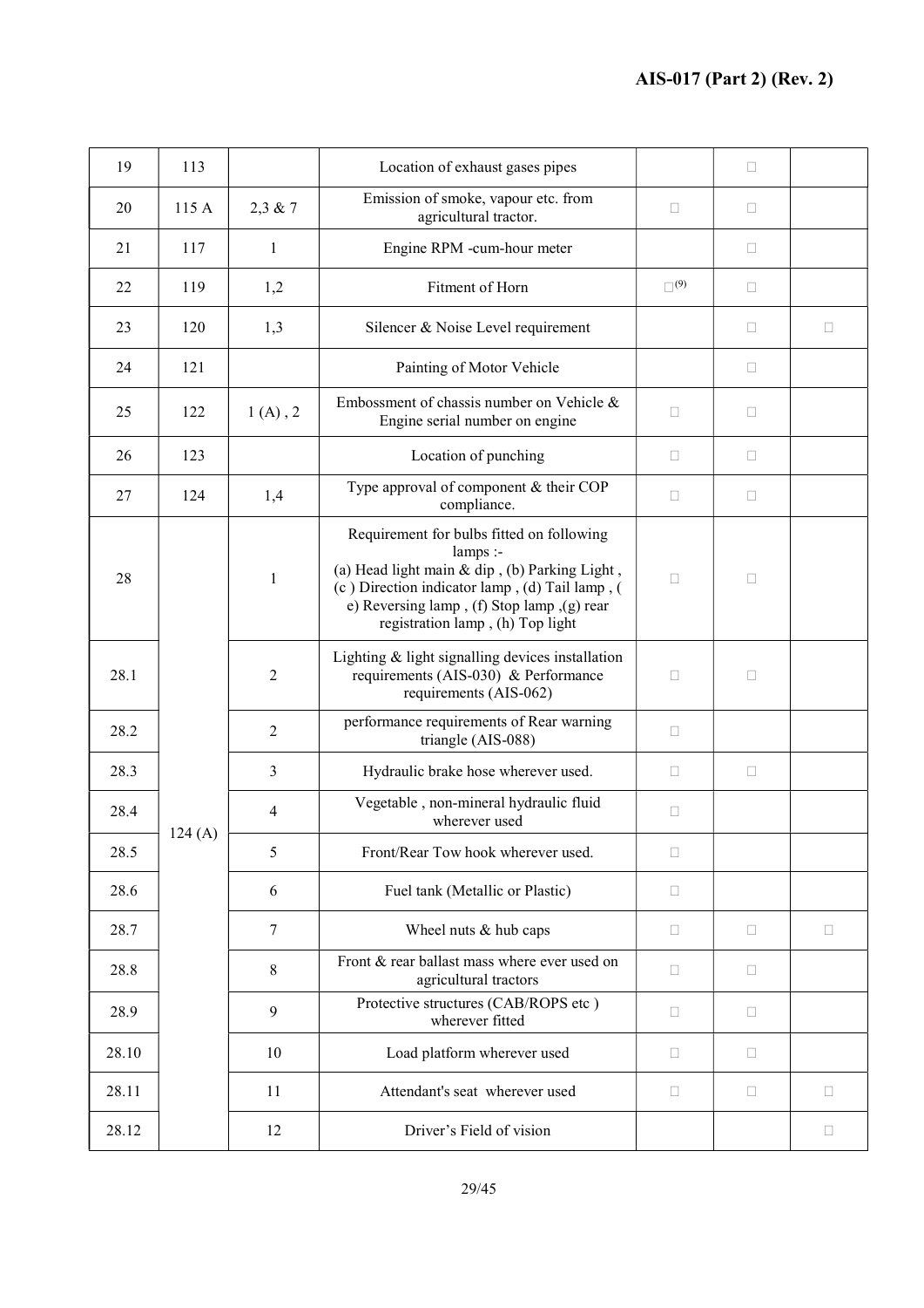| | | | | | | |
|---|---|---|---|---|---|---|
| 19 | 113 | | Location of exhaust gases pipes | | □ | |
| 20 | 115 A | 2,3 & 7 | Emission of smoke, vapour etc. from agricultural tractor. | □ | □ | |
| 21 | 117 | 1 | Engine RPM -cum-hour meter | | □ | |
| 22 | 119 | 1,2 | Fitment of Horn | □[(9)] | □ | |
| 23 | 120 | 1,3 | Silencer & Noise Level requirement | | □ | □ |
| 24 | 121 | | Painting of Motor Vehicle | | □ | |
| 25 | 122 | 1 (A) , 2 | Embossment of chassis number on Vehicle & Engine serial number on engine | □ | □ | |
| 26 | 123 | | Location of punching | □ | □ | |
| 27 | 124 | 1,4 | Type approval of component & their COP compliance. | □ | □ | |
| 28 | 124 (A) | 1 | Requirement for bulbs fitted on following lamps :- (a) Head light main & dip , (b) Parking Light , (c ) Direction indicator lamp , (d) Tail lamp , ( e) Reversing lamp , (f) Stop lamp ,(g) rear registration lamp , (h) Top light | □ | □ | |
| 28.1 | | 2 | Lighting & light signalling devices installation requirements (AIS-030) & Performance requirements (AIS-062) | □ | □ | |
| 28.2 | | 2 | performance requirements of Rear warning triangle (AIS-088) | □ | | |
| 28.3 | | 3 | Hydraulic brake hose wherever used. | □ | □ | |
| 28.4 | | 4 | Vegetable , non-mineral hydraulic fluid wherever used | □ | | |
| 28.5 | | 5 | Front/Rear Tow hook wherever used. | □ | | |
| 28.6 | | 6 | Fuel tank (Metallic or Plastic) | □ | | |
| 28.7 | | 7 | Wheel nuts & hub caps | □ | □ | □ |
| 28.8 | | 8 | Front & rear ballast mass where ever used on agricultural tractors | □ | □ | |
| 28.9 | | 9 | Protective structures (CAB/ROPS etc ) wherever fitted | □ | □ | |
| 28.10 | | 10 | Load platform wherever used | □ | □ | |
| 28.11 | | 11 | Attendant's seat wherever used | □ | □ | □ |
| 28.12 | | 12 | Driver's Field of vision | | | □ |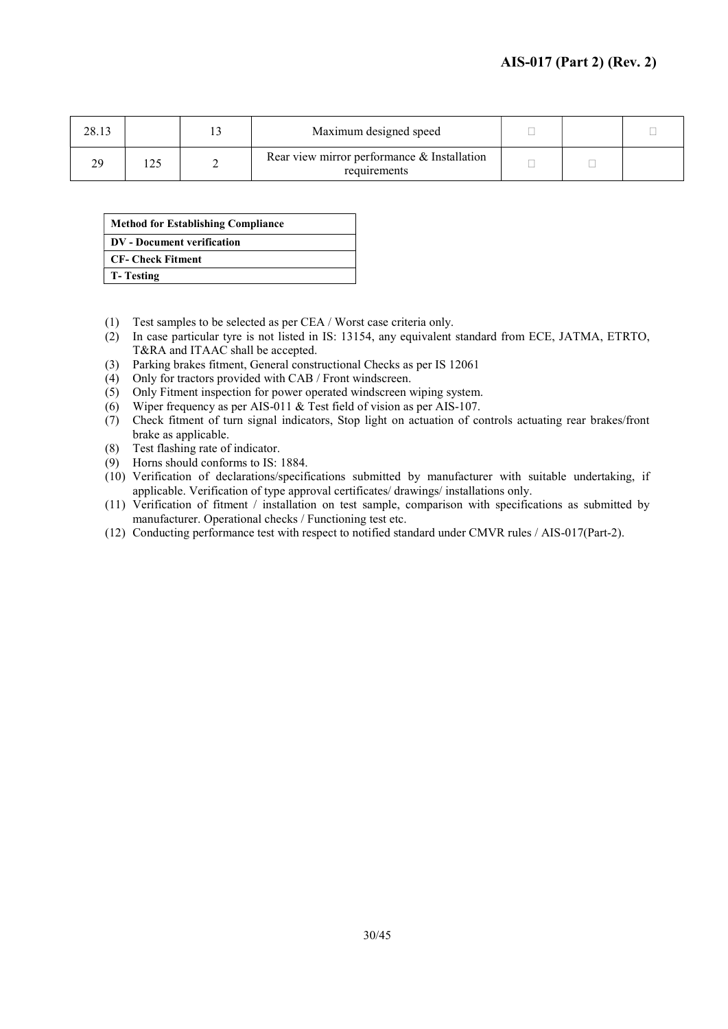| 28.13 | | 13 | Maximum designed speed | □ | | □ |
|---|---|---|---|---|---|---|
| 29 | 125 | 2 | Rear view mirror performance & Installation requirements | □ | □ | |

| Method for Establishing Compliance |
|---|
| DV - Document verification |
| CF- Check Fitment |
| T- Testing |

(1) Test samples to be selected as per CEA / Worst case criteria only.
(2) In case particular tyre is not listed in IS: 13154, any equivalent standard from ECE, JATMA, ETRTO, T&RA and ITAAC shall be accepted.
(3) Parking brakes fitment, General constructional Checks as per IS 12061
(4) Only for tractors provided with CAB / Front windscreen.
(5) Only Fitment inspection for power operated windscreen wiping system.
(6) Wiper frequency as per AIS-011 & Test field of vision as per AIS-107.
(7) Check fitment of turn signal indicators, Stop light on actuation of controls actuating rear brakes/front brake as applicable.
(8) Test flashing rate of indicator.
(9) Horns should conforms to IS: 1884.
(10) Verification of declarations/specifications submitted by manufacturer with suitable undertaking, if applicable. Verification of type approval certificates/ drawings/ installations only.
(11) Verification of fitment / installation on test sample, comparison with specifications as submitted by manufacturer. Operational checks / Functioning test etc.
(12) Conducting performance test with respect to notified standard under CMVR rules / AIS-017(Part-2).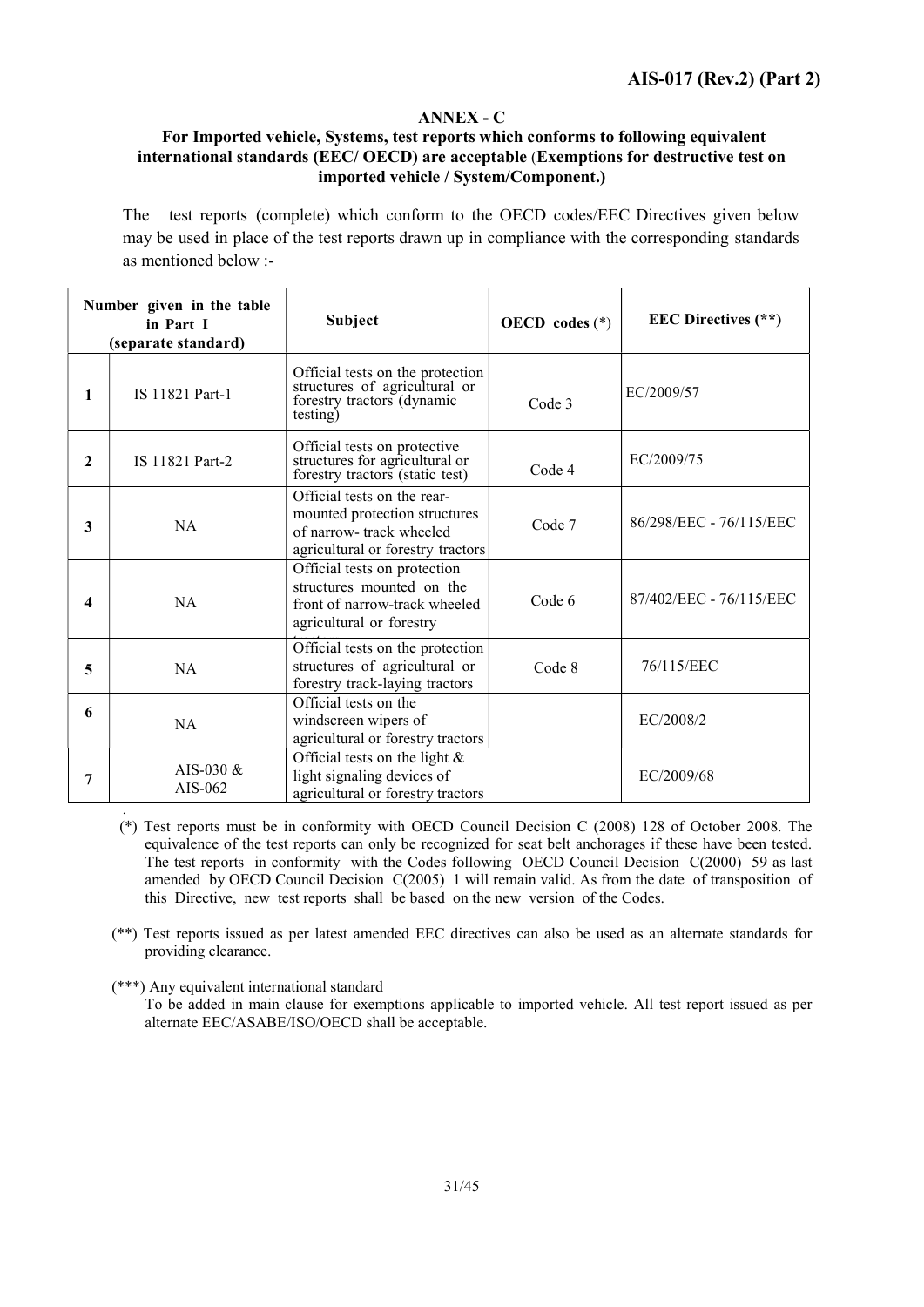## ANNEX - C

### For Imported vehicle, Systems, test reports which conforms to following equivalent international standards (EEC/ OECD) are acceptable (Exemptions for destructive test on imported vehicle / System/Component.)

The test reports (complete) which conform to the OECD codes/EEC Directives given below may be used in place of the test reports drawn up in compliance with the corresponding standards as mentioned below :-

| Number given in the table in Part I (separate standard) | | Subject | OECD codes (*) | EEC Directives (**) |
|---|---|---|---|---|
| 1 | IS 11821 Part-1 | Official tests on the protection structures of agricultural or forestry tractors (dynamic testing) | Code 3 | EC/2009/57 |
| 2 | IS 11821 Part-2 | Official tests on protective structures for agricultural or forestry tractors (static test) | Code 4 | EC/2009/75 |
| 3 | NA | Official tests on the rear-mounted protection structures of narrow- track wheeled agricultural or forestry tractors | Code 7 | 86/298/EEC - 76/115/EEC |
| 4 | NA | Official tests on protection structures mounted on the front of narrow-track wheeled agricultural or forestry | Code 6 | 87/402/EEC - 76/115/EEC |
| 5 | NA | Official tests on the protection structures of agricultural or forestry track-laying tractors | Code 8 | 76/115/EEC |
| 6 | NA | Official tests on the windscreen wipers of agricultural or forestry tractors | | EC/2008/2 |
| 7 | AIS-030 & AIS-062 | Official tests on the light & light signaling devices of agricultural or forestry tractors | | EC/2009/68 |

(*) Test reports must be in conformity with OECD Council Decision C (2008) 128 of October 2008. The equivalence of the test reports can only be recognized for seat belt anchorages if these have been tested. The test reports in conformity with the Codes following OECD Council Decision C(2000) 59 as last amended by OECD Council Decision C(2005) 1 will remain valid. As from the date of transposition of this Directive, new test reports shall be based on the new version of the Codes.

(**) Test reports issued as per latest amended EEC directives can also be used as an alternate standards for providing clearance.

(***) Any equivalent international standard
To be added in main clause for exemptions applicable to imported vehicle. All test report issued as per alternate EEC/ASABE/ISO/OECD shall be acceptable.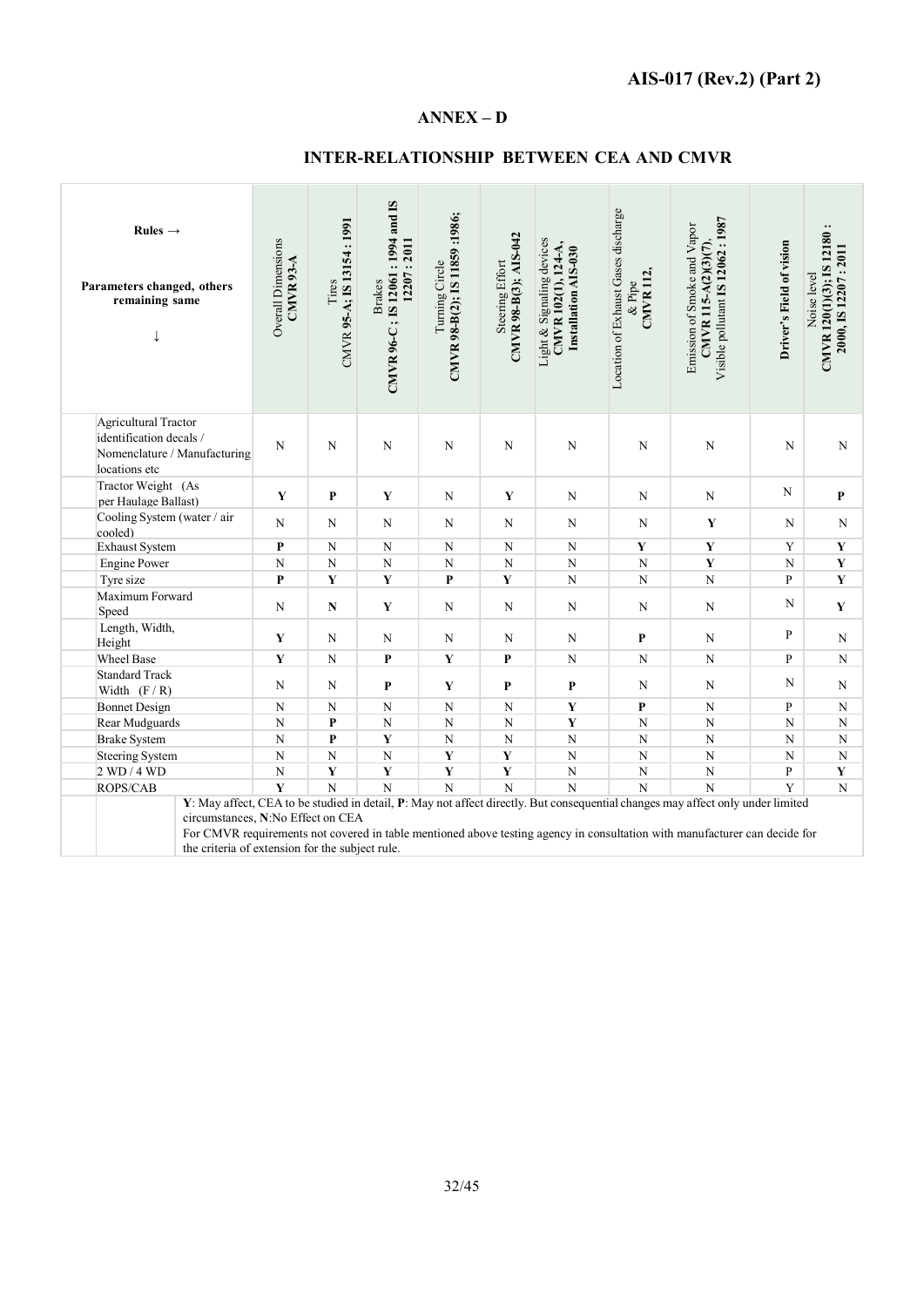## ANNEX – D

## INTER-RELATIONSHIP BETWEEN CEA AND CMVR

| Rules → <br> Parameters changed, others remaining same ↓ | Overall Dimensions **CMVR 93-A** | Tires CMVR **95-A; IS 13154 : 1991** | Brakes **CMVR 96-C ; IS 12061 : 1994 and IS 12207 : 2011** | Turning Circle **CMVR 98-B(2); IS 11859 :1986;** | Steering Effort **CMVR 98-B(3); AIS-042** | Light & Signaling devices **CMVR 102(1), 124-A, Installation AIS-030** | Location of Exhaust Gases discharge & Pipe **CMVR 112,** | Emission of Smoke and Vapor **CMVR 115-A(2)(3)(7),** Visible pollutant **IS 12062 : 1987** | **Driver's Field of vision** | Noise level **CMVR 120(1)(3); IS 12180 : 2000, IS 12207 : 2011** |
|---|---|---|---|---|---|---|---|---|---|---|
| Agricultural Tractor identification decals / Nomenclature / Manufacturing locations etc | N | N | N | N | N | N | N | N | N | N |
| Tractor Weight (As per Haulage Ballast) | **Y** | **P** | **Y** | N | **Y** | N | N | N | N | **P** |
| Cooling System (water / air cooled) | N | N | N | N | N | N | N | **Y** | N | N |
| Exhaust System | **P** | N | N | N | N | N | **Y** | **Y** | Y | **Y** |
| Engine Power | N | N | N | N | N | N | N | **Y** | N | **Y** |
| Tyre size | **P** | **Y** | **Y** | **P** | **Y** | N | N | N | P | **Y** |
| Maximum Forward Speed | N | **N** | **Y** | N | N | N | N | N | N | **Y** |
| Length, Width, Height | **Y** | N | N | N | N | N | **P** | N | P | N |
| Wheel Base | **Y** | N | **P** | **Y** | **P** | N | N | N | P | N |
| Standard Track Width (F / R) | N | N | **P** | **Y** | **P** | **P** | N | N | N | N |
| Bonnet Design | N | N | N | N | N | **Y** | **P** | N | P | N |
| Rear Mudguards | N | **P** | N | N | N | **Y** | N | N | N | N |
| Brake System | N | **P** | **Y** | N | N | N | N | N | N | N |
| Steering System | N | N | N | **Y** | **Y** | N | N | N | N | N |
| 2 WD / 4 WD | N | **Y** | **Y** | **Y** | **Y** | N | N | N | P | **Y** |
| ROPS/CAB | **Y** | N | N | N | N | N | N | N | Y | N |

**Y**: May affect, CEA to be studied in detail, **P**: May not affect directly. But consequential changes may affect only under limited circumstances, **N**:No Effect on CEA

For CMVR requirements not covered in table mentioned above testing agency in consultation with manufacturer can decide for the criteria of extension for the subject rule.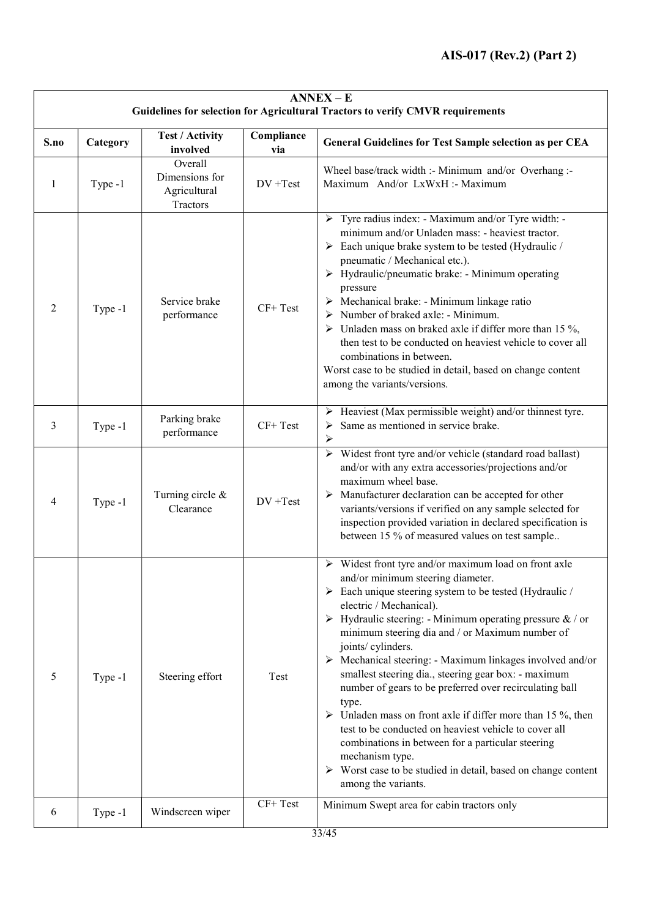## ANNEX – E

**Guidelines for selection for Agricultural Tractors to verify CMVR requirements**

| S.no | Category | Test / Activity involved | Compliance via | General Guidelines for Test Sample selection as per CEA |
|---|---|---|---|---|
| 1 | Type -1 | Overall Dimensions for Agricultural Tractors | DV +Test | Wheel base/track width :- Minimum and/or Overhang :- Maximum And/or LxWxH :- Maximum |
| 2 | Type -1 | Service brake performance | CF+ Test | ➢ Tyre radius index: - Maximum and/or Tyre width: - minimum and/or Unladen mass: - heaviest tractor.<br>➢ Each unique brake system to be tested (Hydraulic / pneumatic / Mechanical etc.).<br>➢ Hydraulic/pneumatic brake: - Minimum operating pressure<br>➢ Mechanical brake: - Minimum linkage ratio<br>➢ Number of braked axle: - Minimum.<br>➢ Unladen mass on braked axle if differ more than 15 %, then test to be conducted on heaviest vehicle to cover all combinations in between.<br>Worst case to be studied in detail, based on change content among the variants/versions. |
| 3 | Type -1 | Parking brake performance | CF+ Test | ➢ Heaviest (Max permissible weight) and/or thinnest tyre.<br>➢ Same as mentioned in service brake.<br>➢ |
| 4 | Type -1 | Turning circle & Clearance | DV +Test | ➢ Widest front tyre and/or vehicle (standard road ballast) and/or with any extra accessories/projections and/or maximum wheel base.<br>➢ Manufacturer declaration can be accepted for other variants/versions if verified on any sample selected for inspection provided variation in declared specification is between 15 % of measured values on test sample.. |
| 5 | Type -1 | Steering effort | Test | ➢ Widest front tyre and/or maximum load on front axle and/or minimum steering diameter.<br>➢ Each unique steering system to be tested (Hydraulic / electric / Mechanical).<br>➢ Hydraulic steering: - Minimum operating pressure & / or minimum steering dia and / or Maximum number of joints/ cylinders.<br>➢ Mechanical steering: - Maximum linkages involved and/or smallest steering dia., steering gear box: - maximum number of gears to be preferred over recirculating ball type.<br>➢ Unladen mass on front axle if differ more than 15 %, then test to be conducted on heaviest vehicle to cover all combinations in between for a particular steering mechanism type.<br>➢ Worst case to be studied in detail, based on change content among the variants. |
| 6 | Type -1 | Windscreen wiper | CF+ Test | Minimum Swept area for cabin tractors only |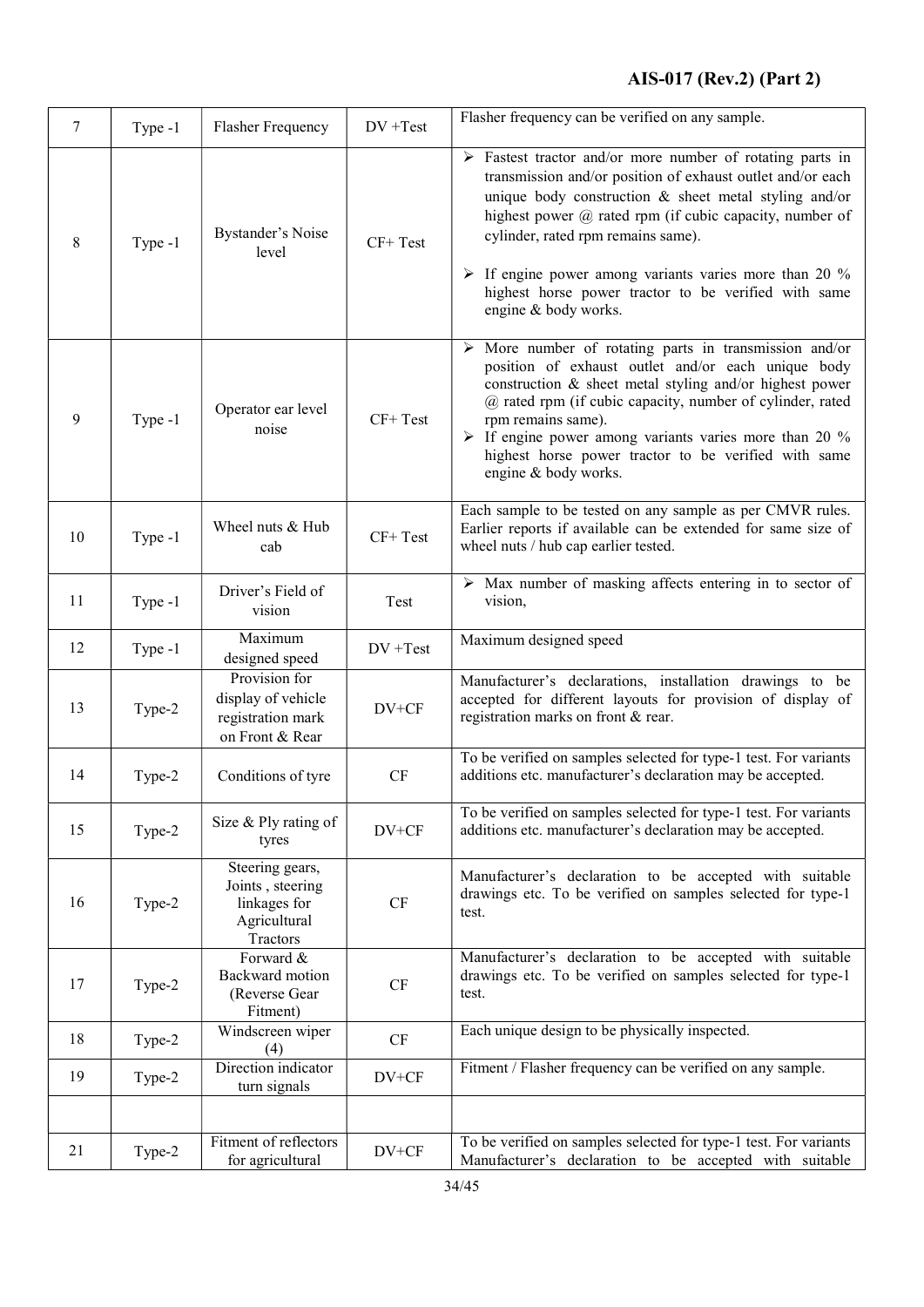| | | | | |
|---|---|---|---|---|
| 7 | Type -1 | Flasher Frequency | DV +Test | Flasher frequency can be verified on any sample. |
| 8 | Type -1 | Bystander's Noise level | CF+ Test | ➢ Fastest tractor and/or more number of rotating parts in transmission and/or position of exhaust outlet and/or each unique body construction & sheet metal styling and/or highest power @ rated rpm (if cubic capacity, number of cylinder, rated rpm remains same).<br><br>➢ If engine power among variants varies more than 20 % highest horse power tractor to be verified with same engine & body works. |
| 9 | Type -1 | Operator ear level noise | CF+ Test | ➢ More number of rotating parts in transmission and/or position of exhaust outlet and/or each unique body construction & sheet metal styling and/or highest power @ rated rpm (if cubic capacity, number of cylinder, rated rpm remains same).<br>➢ If engine power among variants varies more than 20 % highest horse power tractor to be verified with same engine & body works. |
| 10 | Type -1 | Wheel nuts & Hub cab | CF+ Test | Each sample to be tested on any sample as per CMVR rules. Earlier reports if available can be extended for same size of wheel nuts / hub cap earlier tested. |
| 11 | Type -1 | Driver's Field of vision | Test | ➢ Max number of masking affects entering in to sector of vision, |
| 12 | Type -1 | Maximum designed speed | DV +Test | Maximum designed speed |
| 13 | Type-2 | Provision for display of vehicle registration mark on Front & Rear | DV+CF | Manufacturer's declarations, installation drawings to be accepted for different layouts for provision of display of registration marks on front & rear. |
| 14 | Type-2 | Conditions of tyre | CF | To be verified on samples selected for type-1 test. For variants additions etc. manufacturer's declaration may be accepted. |
| 15 | Type-2 | Size & Ply rating of tyres | DV+CF | To be verified on samples selected for type-1 test. For variants additions etc. manufacturer's declaration may be accepted. |
| 16 | Type-2 | Steering gears, Joints , steering linkages for Agricultural Tractors | CF | Manufacturer's declaration to be accepted with suitable drawings etc. To be verified on samples selected for type-1 test. |
| 17 | Type-2 | Forward & Backward motion (Reverse Gear Fitment) | CF | Manufacturer's declaration to be accepted with suitable drawings etc. To be verified on samples selected for type-1 test. |
| 18 | Type-2 | Windscreen wiper (4) | CF | Each unique design to be physically inspected. |
| 19 | Type-2 | Direction indicator turn signals | DV+CF | Fitment / Flasher frequency can be verified on any sample. |
| | | | | |
| 21 | Type-2 | Fitment of reflectors for agricultural | DV+CF | To be verified on samples selected for type-1 test. For variants Manufacturer's declaration to be accepted with suitable |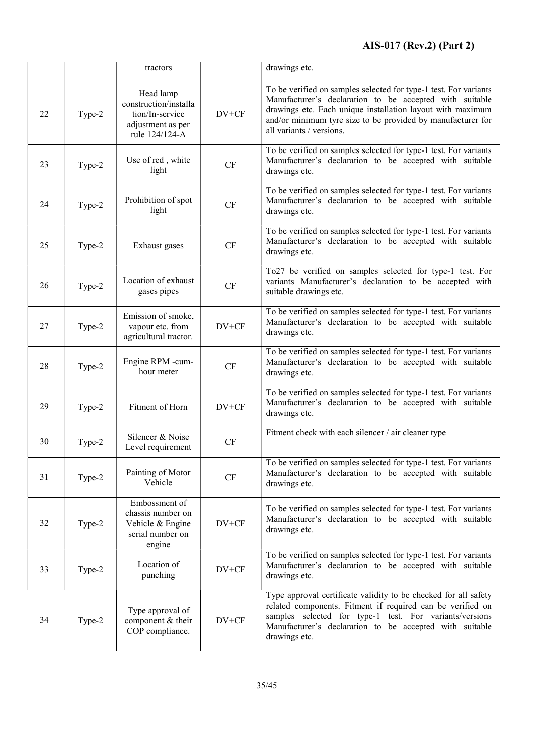| | | | | |
|---|---|---|---|---|
| | | tractors | | drawings etc. |
| 22 | Type-2 | Head lamp construction/installa tion/In-service adjustment as per rule 124/124-A | DV+CF | To be verified on samples selected for type-1 test. For variants Manufacturer's declaration to be accepted with suitable drawings etc. Each unique installation layout with maximum and/or minimum tyre size to be provided by manufacturer for all variants / versions. |
| 23 | Type-2 | Use of red , white light | CF | To be verified on samples selected for type-1 test. For variants Manufacturer's declaration to be accepted with suitable drawings etc. |
| 24 | Type-2 | Prohibition of spot light | CF | To be verified on samples selected for type-1 test. For variants Manufacturer's declaration to be accepted with suitable drawings etc. |
| 25 | Type-2 | Exhaust gases | CF | To be verified on samples selected for type-1 test. For variants Manufacturer's declaration to be accepted with suitable drawings etc. |
| 26 | Type-2 | Location of exhaust gases pipes | CF | To27 be verified on samples selected for type-1 test. For variants Manufacturer's declaration to be accepted with suitable drawings etc. |
| 27 | Type-2 | Emission of smoke, vapour etc. from agricultural tractor. | DV+CF | To be verified on samples selected for type-1 test. For variants Manufacturer's declaration to be accepted with suitable drawings etc. |
| 28 | Type-2 | Engine RPM -cum-hour meter | CF | To be verified on samples selected for type-1 test. For variants Manufacturer's declaration to be accepted with suitable drawings etc. |
| 29 | Type-2 | Fitment of Horn | DV+CF | To be verified on samples selected for type-1 test. For variants Manufacturer's declaration to be accepted with suitable drawings etc. |
| 30 | Type-2 | Silencer & Noise Level requirement | CF | Fitment check with each silencer / air cleaner type |
| 31 | Type-2 | Painting of Motor Vehicle | CF | To be verified on samples selected for type-1 test. For variants Manufacturer's declaration to be accepted with suitable drawings etc. |
| 32 | Type-2 | Embossment of chassis number on Vehicle & Engine serial number on engine | DV+CF | To be verified on samples selected for type-1 test. For variants Manufacturer's declaration to be accepted with suitable drawings etc. |
| 33 | Type-2 | Location of punching | DV+CF | To be verified on samples selected for type-1 test. For variants Manufacturer's declaration to be accepted with suitable drawings etc. |
| 34 | Type-2 | Type approval of component & their COP compliance. | DV+CF | Type approval certificate validity to be checked for all safety related components. Fitment if required can be verified on samples selected for type-1 test. For variants/versions Manufacturer's declaration to be accepted with suitable drawings etc. |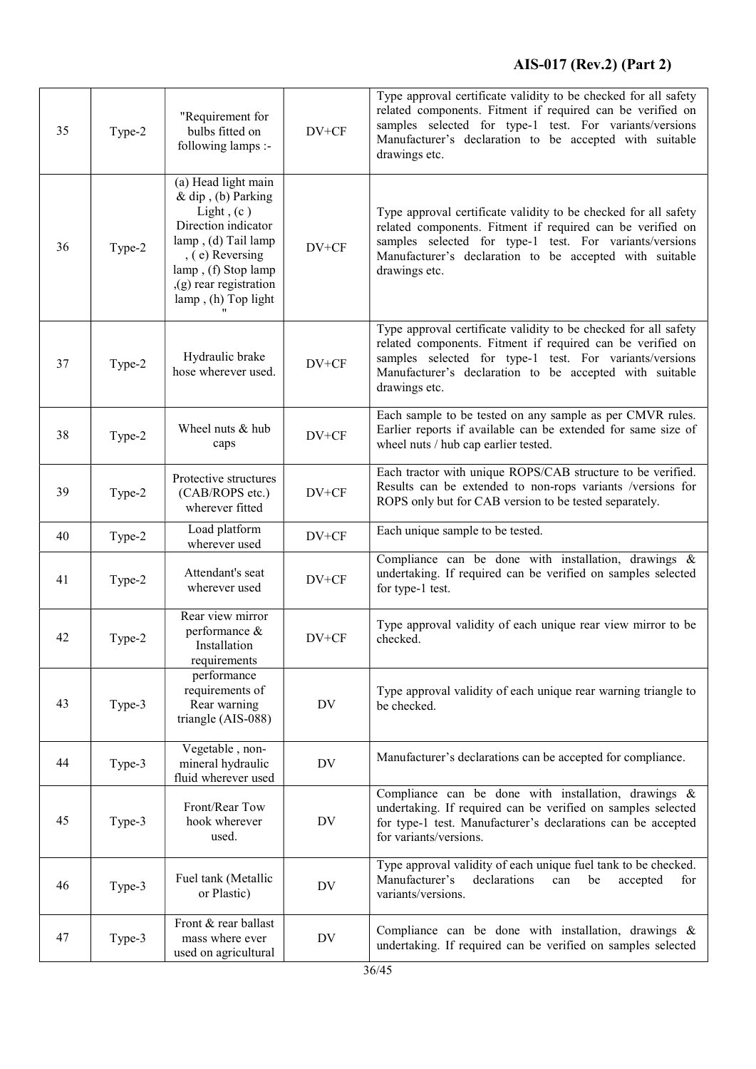| | | | | |
|---|---|---|---|---|
| 35 | Type-2 | "Requirement for bulbs fitted on following lamps :- | DV+CF | Type approval certificate validity to be checked for all safety related components. Fitment if required can be verified on samples selected for type-1 test. For variants/versions Manufacturer's declaration to be accepted with suitable drawings etc. |
| 36 | Type-2 | (a) Head light main & dip , (b) Parking Light , (c ) Direction indicator lamp , (d) Tail lamp , ( e) Reversing lamp , (f) Stop lamp ,(g) rear registration lamp , (h) Top light " | DV+CF | Type approval certificate validity to be checked for all safety related components. Fitment if required can be verified on samples selected for type-1 test. For variants/versions Manufacturer's declaration to be accepted with suitable drawings etc. |
| 37 | Type-2 | Hydraulic brake hose wherever used. | DV+CF | Type approval certificate validity to be checked for all safety related components. Fitment if required can be verified on samples selected for type-1 test. For variants/versions Manufacturer's declaration to be accepted with suitable drawings etc. |
| 38 | Type-2 | Wheel nuts & hub caps | DV+CF | Each sample to be tested on any sample as per CMVR rules. Earlier reports if available can be extended for same size of wheel nuts / hub cap earlier tested. |
| 39 | Type-2 | Protective structures (CAB/ROPS etc.) wherever fitted | DV+CF | Each tractor with unique ROPS/CAB structure to be verified. Results can be extended to non-rops variants /versions for ROPS only but for CAB version to be tested separately. |
| 40 | Type-2 | Load platform wherever used | DV+CF | Each unique sample to be tested. |
| 41 | Type-2 | Attendant's seat wherever used | DV+CF | Compliance can be done with installation, drawings & undertaking. If required can be verified on samples selected for type-1 test. |
| 42 | Type-2 | Rear view mirror performance & Installation requirements | DV+CF | Type approval validity of each unique rear view mirror to be checked. |
| 43 | Type-3 | performance requirements of Rear warning triangle (AIS-088) | DV | Type approval validity of each unique rear warning triangle to be checked. |
| 44 | Type-3 | Vegetable , non-mineral hydraulic fluid wherever used | DV | Manufacturer's declarations can be accepted for compliance. |
| 45 | Type-3 | Front/Rear Tow hook wherever used. | DV | Compliance can be done with installation, drawings & undertaking. If required can be verified on samples selected for type-1 test. Manufacturer's declarations can be accepted for variants/versions. |
| 46 | Type-3 | Fuel tank (Metallic or Plastic) | DV | Type approval validity of each unique fuel tank to be checked. Manufacturer's declarations can be accepted for variants/versions. |
| 47 | Type-3 | Front & rear ballast mass where ever used on agricultural | DV | Compliance can be done with installation, drawings & undertaking. If required can be verified on samples selected |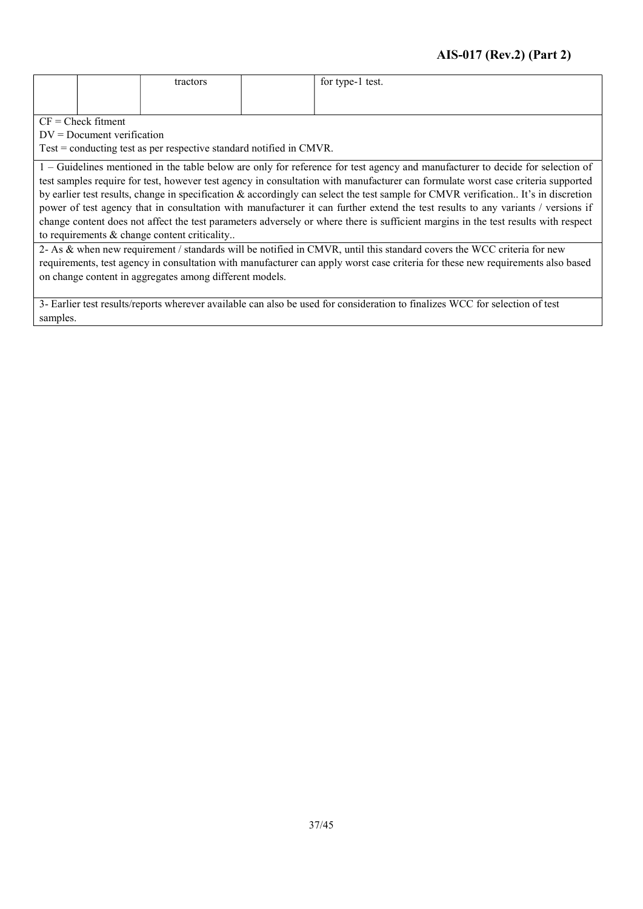| | | | | |
|---|---|---|---|---|
| | | tractors | | for type-1 test. |

CF = Check fitment
DV = Document verification
Test = conducting test as per respective standard notified in CMVR.

1 – Guidelines mentioned in the table below are only for reference for test agency and manufacturer to decide for selection of test samples require for test, however test agency in consultation with manufacturer can formulate worst case criteria supported by earlier test results, change in specification & accordingly can select the test sample for CMVR verification.. It's in discretion power of test agency that in consultation with manufacturer it can further extend the test results to any variants / versions if change content does not affect the test parameters adversely or where there is sufficient margins in the test results with respect to requirements & change content criticality..

2- As & when new requirement / standards will be notified in CMVR, until this standard covers the WCC criteria for new requirements, test agency in consultation with manufacturer can apply worst case criteria for these new requirements also based on change content in aggregates among different models.

3- Earlier test results/reports wherever available can also be used for consideration to finalizes WCC for selection of test samples.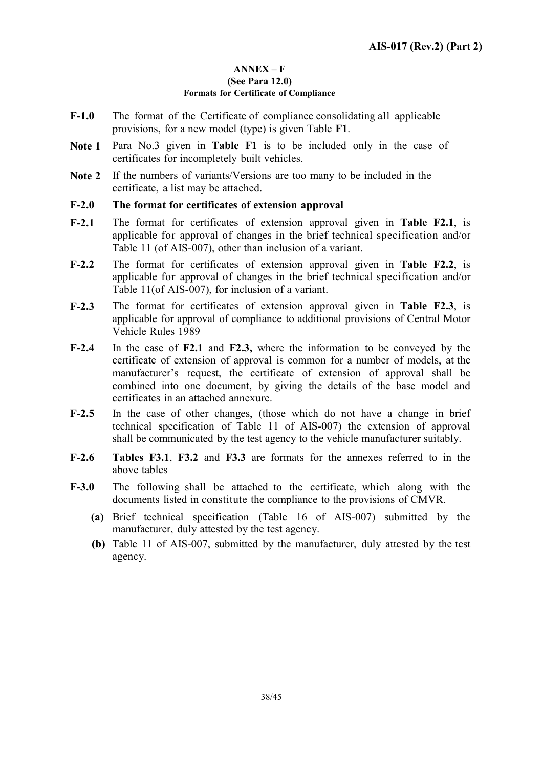## ANNEX – F
### (See Para 12.0)
### Formats for Certificate of Compliance

**F-1.0** The format of the Certificate of compliance consolidating all applicable provisions, for a new model (type) is given Table **F1**.

**Note 1** Para No.3 given in **Table F1** is to be included only in the case of certificates for incompletely built vehicles.

**Note 2** If the numbers of variants/Versions are too many to be included in the certificate, a list may be attached.

**F-2.0 The format for certificates of extension approval**

**F-2.1** The format for certificates of extension approval given in **Table F2.1**, is applicable for approval of changes in the brief technical specification and/or Table 11 (of AIS-007), other than inclusion of a variant.

**F-2.2** The format for certificates of extension approval given in **Table F2.2**, is applicable for approval of changes in the brief technical specification and/or Table 11(of AIS-007), for inclusion of a variant.

**F-2.3** The format for certificates of extension approval given in **Table F2.3**, is applicable for approval of compliance to additional provisions of Central Motor Vehicle Rules 1989

**F-2.4** In the case of **F2.1** and **F2.3,** where the information to be conveyed by the certificate of extension of approval is common for a number of models, at the manufacturer's request, the certificate of extension of approval shall be combined into one document, by giving the details of the base model and certificates in an attached annexure.

**F-2.5** In the case of other changes, (those which do not have a change in brief technical specification of Table 11 of AIS-007) the extension of approval shall be communicated by the test agency to the vehicle manufacturer suitably.

**F-2.6** **Tables F3.1**, **F3.2** and **F3.3** are formats for the annexes referred to in the above tables

**F-3.0** The following shall be attached to the certificate, which along with the documents listed in constitute the compliance to the provisions of CMVR.

**(a)** Brief technical specification (Table 16 of AIS-007) submitted by the manufacturer, duly attested by the test agency.

**(b)** Table 11 of AIS-007, submitted by the manufacturer, duly attested by the test agency.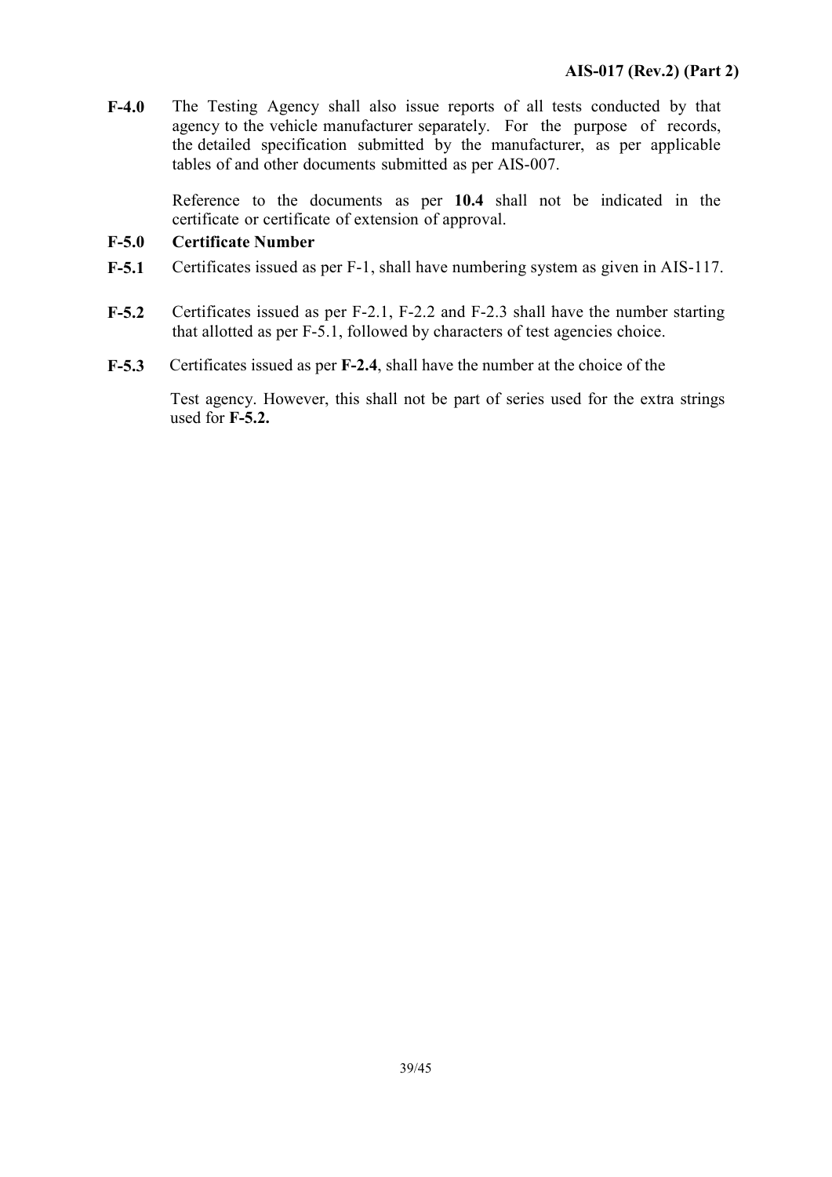**F-4.0** The Testing Agency shall also issue reports of all tests conducted by that agency to the vehicle manufacturer separately. For the purpose of records, the detailed specification submitted by the manufacturer, as per applicable tables of and other documents submitted as per AIS-007.

Reference to the documents as per **10.4** shall not be indicated in the certificate or certificate of extension of approval.

**F-5.0 Certificate Number**

**F-5.1** Certificates issued as per F-1, shall have numbering system as given in AIS-117.

**F-5.2** Certificates issued as per F-2.1, F-2.2 and F-2.3 shall have the number starting that allotted as per F-5.1, followed by characters of test agencies choice.

**F-5.3** Certificates issued as per **F-2.4**, shall have the number at the choice of the

Test agency. However, this shall not be part of series used for the extra strings used for **F-5.2.**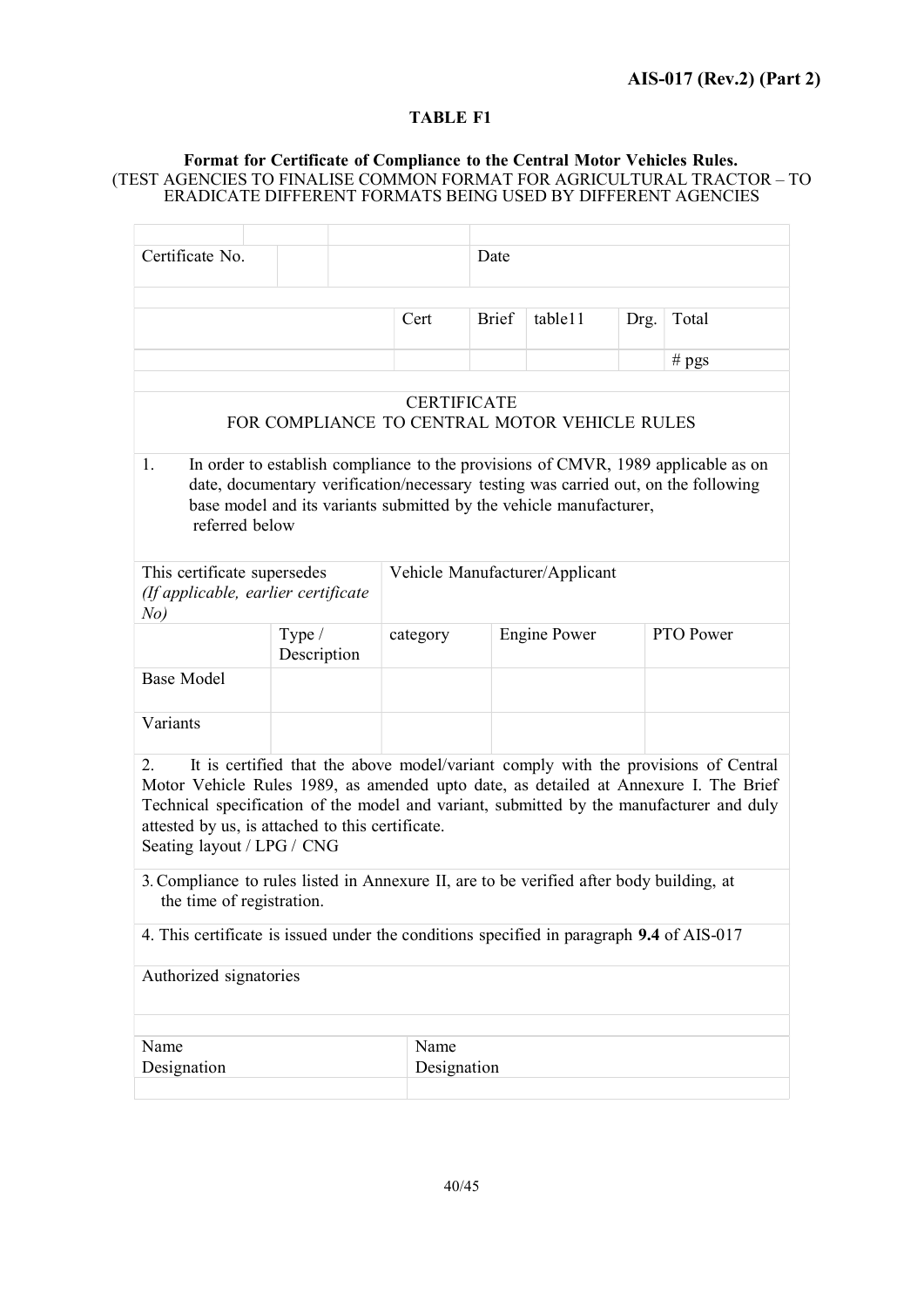**TABLE F1**

**Format for Certificate of Compliance to the Central Motor Vehicles Rules.**
(TEST AGENCIES TO FINALISE COMMON FORMAT FOR AGRICULTURAL TRACTOR – TO ERADICATE DIFFERENT FORMATS BEING USED BY DIFFERENT AGENCIES

| Certificate No. | | | Date | | | |
|---|---|---|---|---|---|---|
| | | Cert | Brief | table11 | Drg. | Total |
| | | | | | | # pgs |

CERTIFICATE
FOR COMPLIANCE TO CENTRAL MOTOR VEHICLE RULES

1. In order to establish compliance to the provisions of CMVR, 1989 applicable as on date, documentary verification/necessary testing was carried out, on the following base model and its variants submitted by the vehicle manufacturer, referred below

| This certificate supersedes *(If applicable, earlier certificate No)* | | Vehicle Manufacturer/Applicant | | |
|---|---|---|---|---|
| | Type / Description | category | Engine Power | PTO Power |
| Base Model | | | | |
| Variants | | | | |

2. It is certified that the above model/variant comply with the provisions of Central Motor Vehicle Rules 1989, as amended upto date, as detailed at Annexure I. The Brief Technical specification of the model and variant, submitted by the manufacturer and duly attested by us, is attached to this certificate.
Seating layout / LPG / CNG

3. Compliance to rules listed in Annexure II, are to be verified after body building, at the time of registration.

4. This certificate is issued under the conditions specified in paragraph **9.4** of AIS-017

Authorized signatories

| Name<br>Designation | Name<br>Designation |
|---|---|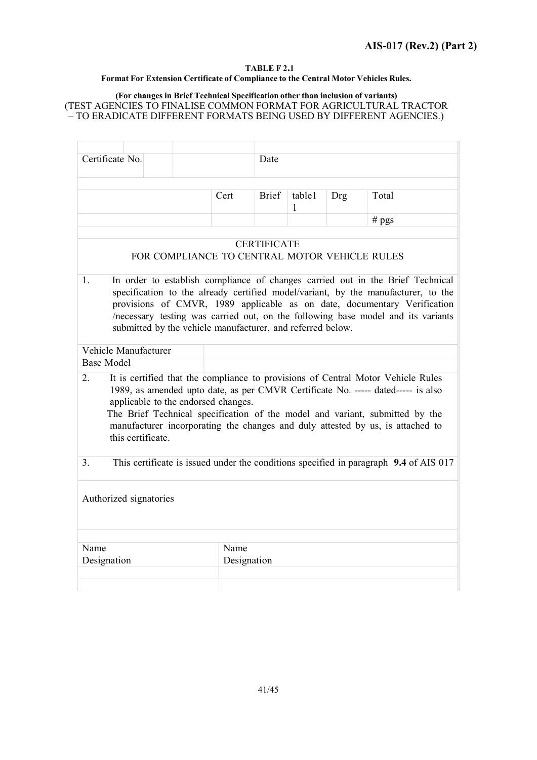**TABLE F 2.1**

**Format For Extension Certificate of Compliance to the Central Motor Vehicles Rules.**

**(For changes in Brief Technical Specification other than inclusion of variants)**

(TEST AGENCIES TO FINALISE COMMON FORMAT FOR AGRICULTURAL TRACTOR – TO ERADICATE DIFFERENT FORMATS BEING USED BY DIFFERENT AGENCIES.)

| | | | | | |
|---|---|---|---|---|---|
| Certificate No. | | Date | | | |
| | Cert | Brief | table1 1 | Drg | Total |
| | | | | | # pgs |

CERTIFICATE

FOR COMPLIANCE TO CENTRAL MOTOR VEHICLE RULES

1. In order to establish compliance of changes carried out in the Brief Technical specification to the already certified model/variant, by the manufacturer, to the provisions of CMVR, 1989 applicable as on date, documentary Verification /necessary testing was carried out, on the following base model and its variants submitted by the vehicle manufacturer, and referred below.

| | |
|---|---|
| Vehicle Manufacturer | |
| Base Model | |

2. It is certified that the compliance to provisions of Central Motor Vehicle Rules 1989, as amended upto date, as per CMVR Certificate No. ----- dated----- is also applicable to the endorsed changes.
   The Brief Technical specification of the model and variant, submitted by the manufacturer incorporating the changes and duly attested by us, is attached to this certificate.

3. This certificate is issued under the conditions specified in paragraph **9.4** of AIS 017

Authorized signatories

| | |
|---|---|
| Name<br>Designation | Name<br>Designation |
| | |
| | |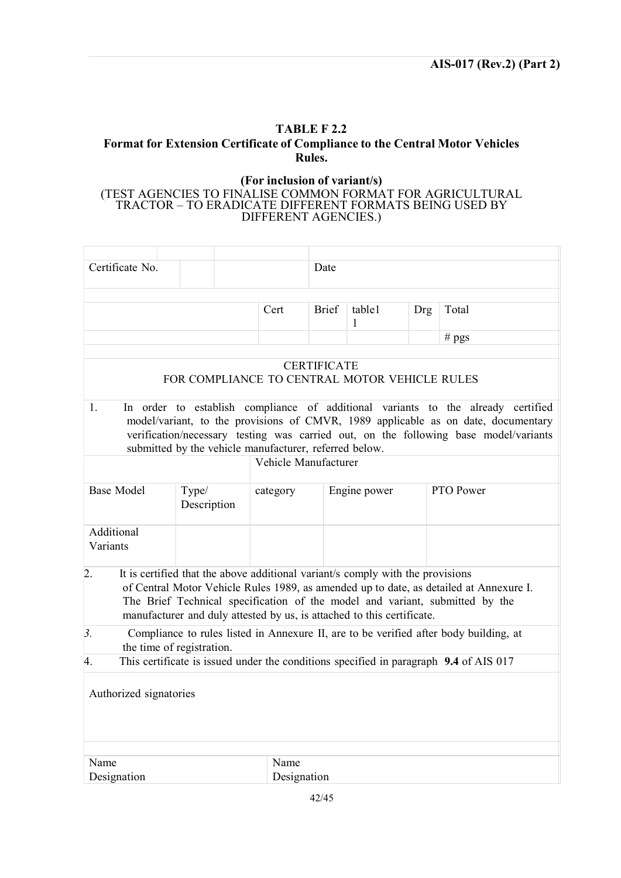## TABLE F 2.2

## Format for Extension Certificate of Compliance to the Central Motor Vehicles Rules.

**(For inclusion of variant/s)**

(TEST AGENCIES TO FINALISE COMMON FORMAT FOR AGRICULTURAL TRACTOR – TO ERADICATE DIFFERENT FORMATS BEING USED BY DIFFERENT AGENCIES.)

| | | | | | | |
|---|---|---|---|---|---|---|
| Certificate No. | | | Date | | | |
| | | Cert | Brief | table1 1 | Drg | Total |
| | | | | | | # pgs |

CERTIFICATE
FOR COMPLIANCE TO CENTRAL MOTOR VEHICLE RULES

1. In order to establish compliance of additional variants to the already certified model/variant, to the provisions of CMVR, 1989 applicable as on date, documentary verification/necessary testing was carried out, on the following base model/variants submitted by the vehicle manufacturer, referred below.

| | | | | |
|---|---|---|---|---|
| | | Vehicle Manufacturer | | |
| Base Model | Type/ Description | category | Engine power | PTO Power |
| Additional Variants | | | | |

2. It is certified that the above additional variant/s comply with the provisions of Central Motor Vehicle Rules 1989, as amended up to date, as detailed at Annexure I. The Brief Technical specification of the model and variant, submitted by the manufacturer and duly attested by us, is attached to this certificate.

*3.* Compliance to rules listed in Annexure II, are to be verified after body building, at the time of registration.

4. This certificate is issued under the conditions specified in paragraph **9.4** of AIS 017

Authorized signatories

| | |
|---|---|
| Name | Name |
| Designation | Designation |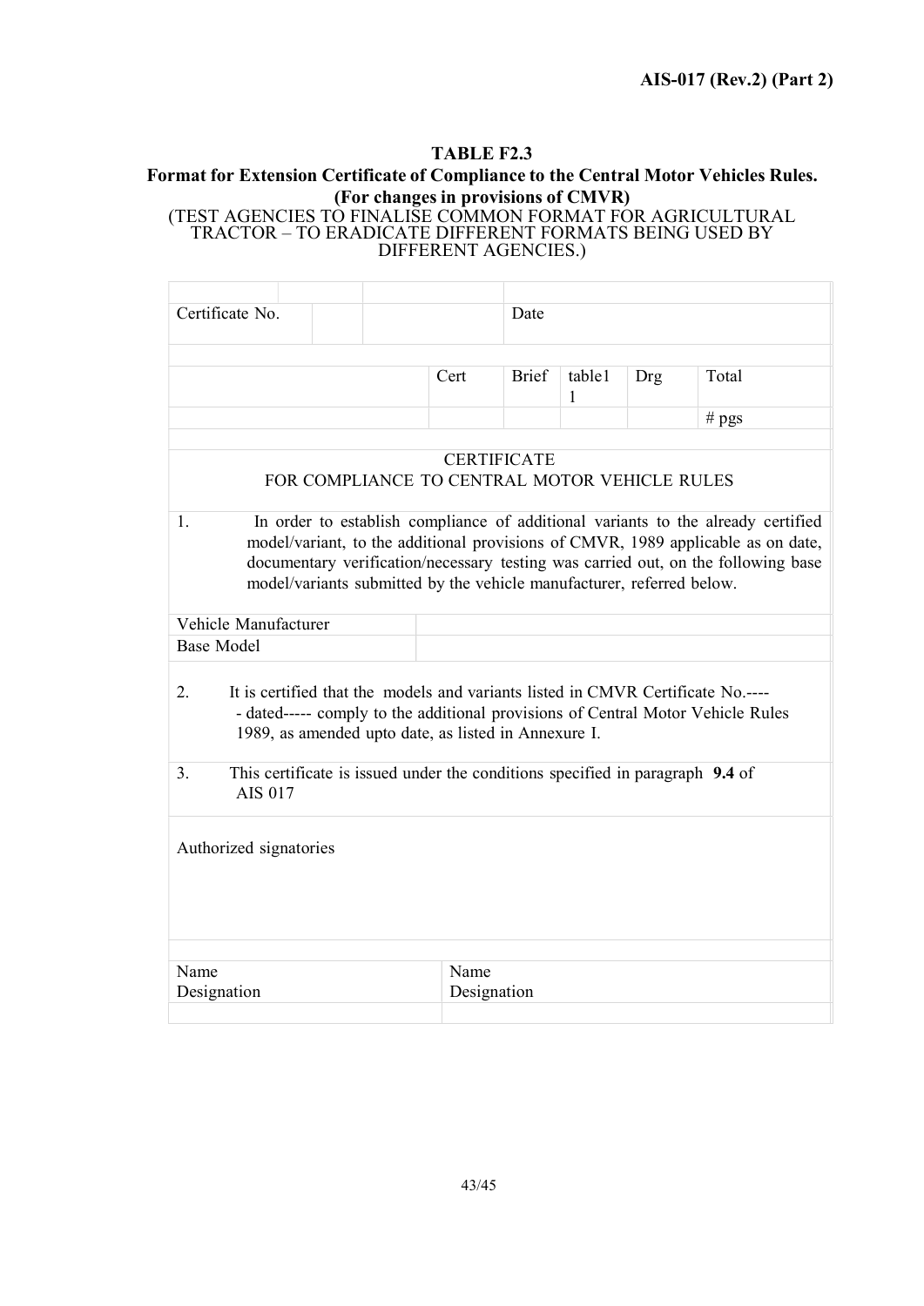## TABLE F2.3

### Format for Extension Certificate of Compliance to the Central Motor Vehicles Rules. (For changes in provisions of CMVR)

(TEST AGENCIES TO FINALISE COMMON FORMAT FOR AGRICULTURAL TRACTOR – TO ERADICATE DIFFERENT FORMATS BEING USED BY DIFFERENT AGENCIES.)

| | | | | | | |
|---|---|---|---|---|---|---|
| Certificate No. | | | Date | | | |
| | Cert | Brief | table1 1 | Drg | Total | |
| | | | | | # pgs | |

CERTIFICATE
FOR COMPLIANCE TO CENTRAL MOTOR VEHICLE RULES

1. In order to establish compliance of additional variants to the already certified model/variant, to the additional provisions of CMVR, 1989 applicable as on date, documentary verification/necessary testing was carried out, on the following base model/variants submitted by the vehicle manufacturer, referred below.

| | |
|---|---|
| Vehicle Manufacturer | |
| Base Model | |

2. It is certified that the models and variants listed in CMVR Certificate No.---- - dated----- comply to the additional provisions of Central Motor Vehicle Rules 1989, as amended upto date, as listed in Annexure I.

3. This certificate is issued under the conditions specified in paragraph **9.4** of AIS 017

Authorized signatories

| | |
|---|---|
| Name<br>Designation | Name<br>Designation |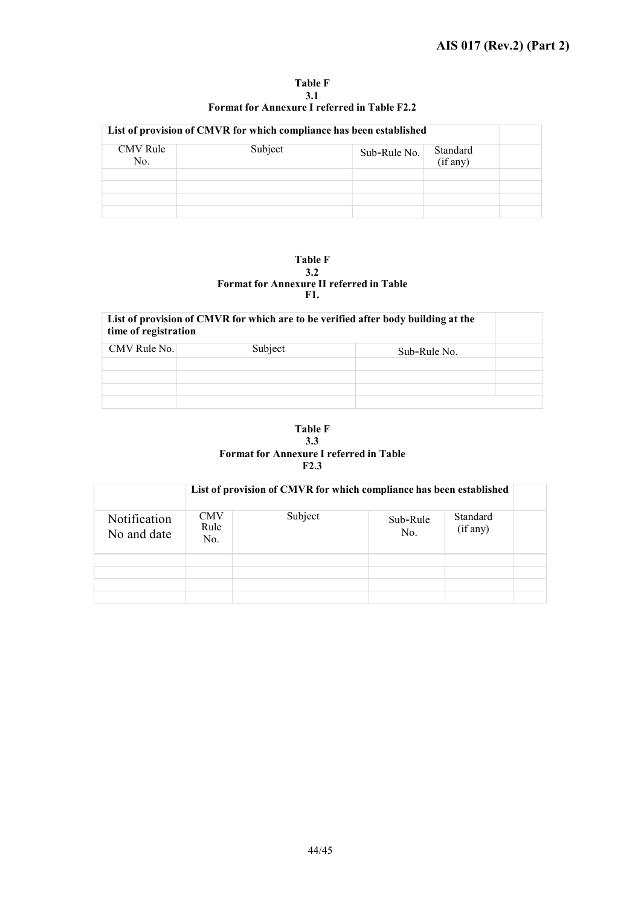**Table F 3.1**
**Format for Annexure I referred in Table F2.2**

| List of provision of CMVR for which compliance has been established | | | | |
|---|---|---|---|---|
| CMV Rule No. | Subject | Sub-Rule No. | Standard (if any) | |
| | | | | |
| | | | | |
| | | | | |
| | | | | |

**Table F 3.2**
**Format for Annexure II referred in Table F1.**

| List of provision of CMVR for which are to be verified after body building at the time of registration | | | |
|---|---|---|---|
| CMV Rule No. | Subject | Sub-Rule No. | |
| | | | |
| | | | |
| | | | |
| | | | |

**Table F 3.3**
**Format for Annexure I referred in Table F2.3**

| | List of provision of CMVR for which compliance has been established | | | | |
|---|---|---|---|---|---|
| Notification No and date | CMV Rule No. | Subject | Sub-Rule No. | Standard (if any) | |
| | | | | | |
| | | | | | |
| | | | | | |
| | | | | | |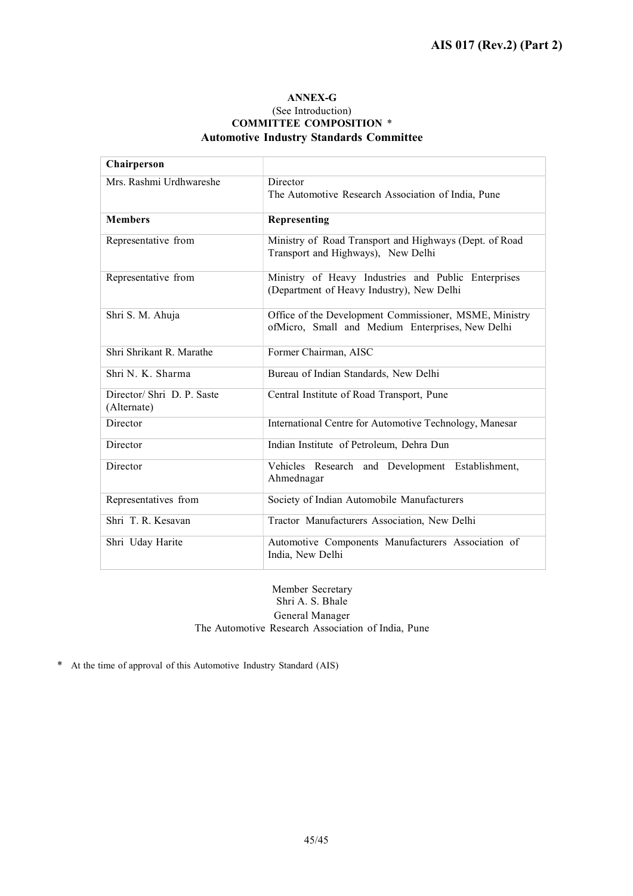**ANNEX-G**
(See Introduction)
**COMMITTEE COMPOSITION** *
**Automotive Industry Standards Committee**

| | |
|---|---|
| **Chairperson** | |
| Mrs. Rashmi Urdhwareshe | Director<br>The Automotive Research Association of India, Pune |
| **Members** | **Representing** |
| Representative from | Ministry of Road Transport and Highways (Dept. of Road Transport and Highways), New Delhi |
| Representative from | Ministry of Heavy Industries and Public Enterprises (Department of Heavy Industry), New Delhi |
| Shri S. M. Ahuja | Office of the Development Commissioner, MSME, Ministry ofMicro, Small and Medium Enterprises, New Delhi |
| Shri Shrikant R. Marathe | Former Chairman, AISC |
| Shri N. K. Sharma | Bureau of Indian Standards, New Delhi |
| Director/ Shri D. P. Saste (Alternate) | Central Institute of Road Transport, Pune |
| Director | International Centre for Automotive Technology, Manesar |
| Director | Indian Institute of Petroleum, Dehra Dun |
| Director | Vehicles Research and Development Establishment, Ahmednagar |
| Representatives from | Society of Indian Automobile Manufacturers |
| Shri T. R. Kesavan | Tractor Manufacturers Association, New Delhi |
| Shri Uday Harite | Automotive Components Manufacturers Association of India, New Delhi |

Member Secretary
Shri A. S. Bhale
General Manager
The Automotive Research Association of India, Pune

\* At the time of approval of this Automotive Industry Standard (AIS)